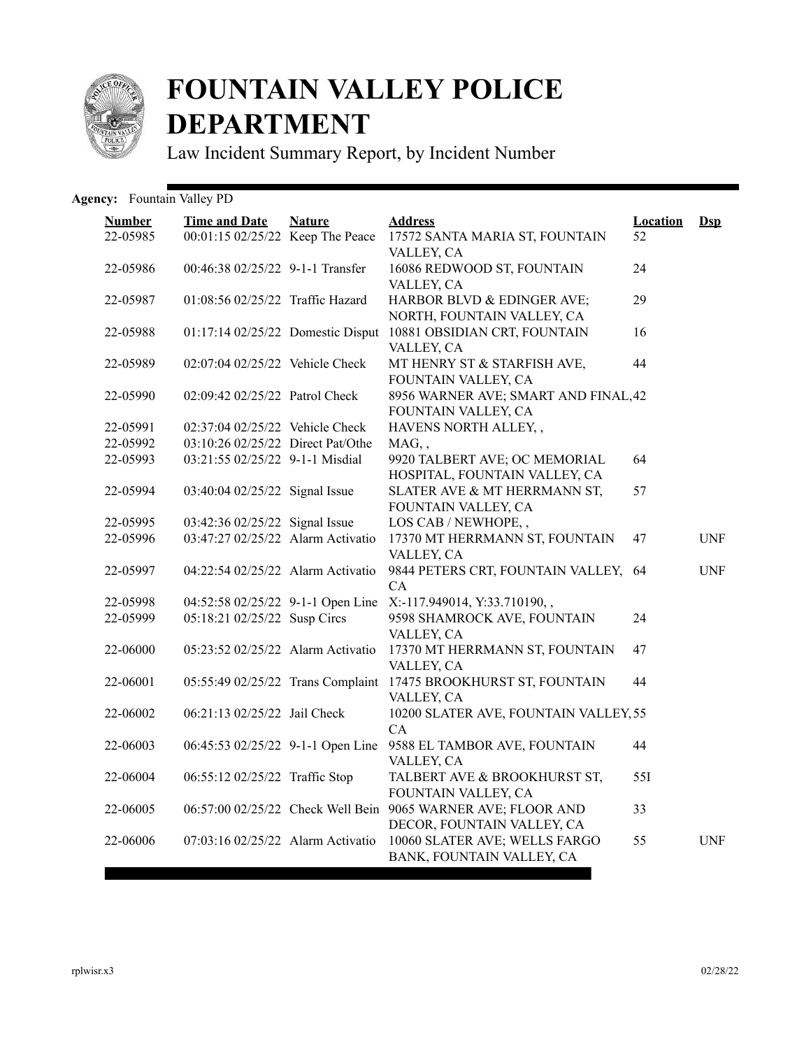# FOUNTAIN VALLEY POLICE DEPARTMENT

Law Incident Summary Report, by Incident Number

**Agency:** Fountain Valley PD

| Number | Time and Date | Nature | Address | Location | Dsp |
|---|---|---|---|---|---|
| 22-05985 | 00:01:15 02/25/22 | Keep The Peace | 17572 SANTA MARIA ST, FOUNTAIN VALLEY, CA | 52 | |
| 22-05986 | 00:46:38 02/25/22 | 9-1-1 Transfer | 16086 REDWOOD ST, FOUNTAIN VALLEY, CA | 24 | |
| 22-05987 | 01:08:56 02/25/22 | Traffic Hazard | HARBOR BLVD & EDINGER AVE; NORTH, FOUNTAIN VALLEY, CA | 29 | |
| 22-05988 | 01:17:14 02/25/22 | Domestic Disput | 10881 OBSIDIAN CRT, FOUNTAIN VALLEY, CA | 16 | |
| 22-05989 | 02:07:04 02/25/22 | Vehicle Check | MT HENRY ST & STARFISH AVE, FOUNTAIN VALLEY, CA | 44 | |
| 22-05990 | 02:09:42 02/25/22 | Patrol Check | 8956 WARNER AVE; SMART AND FINAL, FOUNTAIN VALLEY, CA | 42 | |
| 22-05991 | 02:37:04 02/25/22 | Vehicle Check | HAVENS NORTH ALLEY, , | | |
| 22-05992 | 03:10:26 02/25/22 | Direct Pat/Othe | MAG, , | | |
| 22-05993 | 03:21:55 02/25/22 | 9-1-1 Misdial | 9920 TALBERT AVE; OC MEMORIAL HOSPITAL, FOUNTAIN VALLEY, CA | 64 | |
| 22-05994 | 03:40:04 02/25/22 | Signal Issue | SLATER AVE & MT HERRMANN ST, FOUNTAIN VALLEY, CA | 57 | |
| 22-05995 | 03:42:36 02/25/22 | Signal Issue | LOS CAB / NEWHOPE, , | | |
| 22-05996 | 03:47:27 02/25/22 | Alarm Activatio | 17370 MT HERRMANN ST, FOUNTAIN VALLEY, CA | 47 | UNF |
| 22-05997 | 04:22:54 02/25/22 | Alarm Activatio | 9844 PETERS CRT, FOUNTAIN VALLEY, CA | 64 | UNF |
| 22-05998 | 04:52:58 02/25/22 | 9-1-1 Open Line | X:-117.949014, Y:33.710190, , | | |
| 22-05999 | 05:18:21 02/25/22 | Susp Circs | 9598 SHAMROCK AVE, FOUNTAIN VALLEY, CA | 24 | |
| 22-06000 | 05:23:52 02/25/22 | Alarm Activatio | 17370 MT HERRMANN ST, FOUNTAIN VALLEY, CA | 47 | |
| 22-06001 | 05:55:49 02/25/22 | Trans Complaint | 17475 BROOKHURST ST, FOUNTAIN VALLEY, CA | 44 | |
| 22-06002 | 06:21:13 02/25/22 | Jail Check | 10200 SLATER AVE, FOUNTAIN VALLEY, CA | 55 | |
| 22-06003 | 06:45:53 02/25/22 | 9-1-1 Open Line | 9588 EL TAMBOR AVE, FOUNTAIN VALLEY, CA | 44 | |
| 22-06004 | 06:55:12 02/25/22 | Traffic Stop | TALBERT AVE & BROOKHURST ST, FOUNTAIN VALLEY, CA | 55I | |
| 22-06005 | 06:57:00 02/25/22 | Check Well Bein | 9065 WARNER AVE; FLOOR AND DECOR, FOUNTAIN VALLEY, CA | 33 | |
| 22-06006 | 07:03:16 02/25/22 | Alarm Activatio | 10060 SLATER AVE; WELLS FARGO BANK, FOUNTAIN VALLEY, CA | 55 | UNF |

rplwisr.x3 02/28/22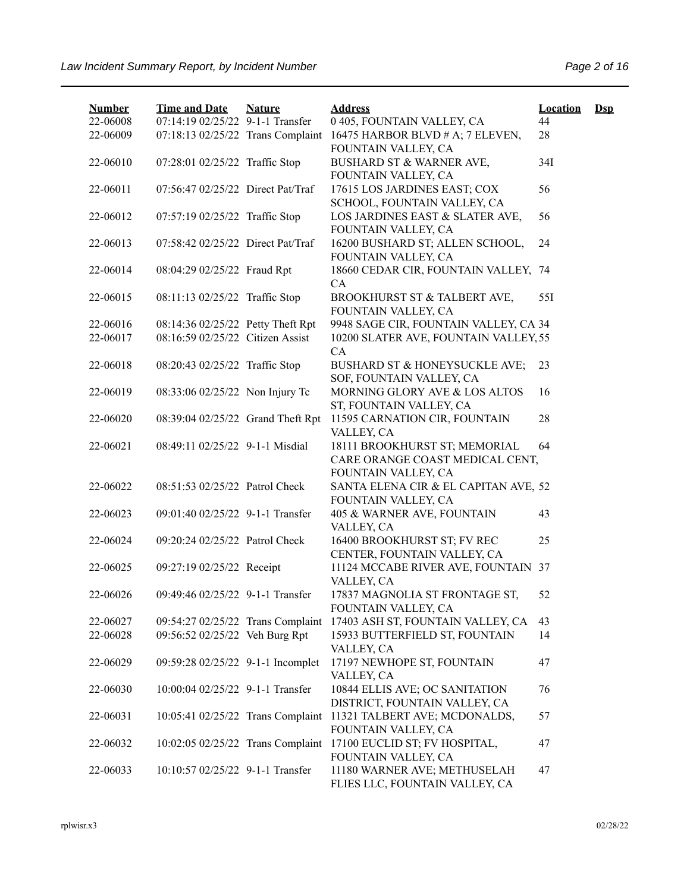| Number | Time and Date | Nature | Address | Location | Dsp |
|---|---|---|---|---|---|
| 22-06008 | 07:14:19 02/25/22 | 9-1-1 Transfer | 0 405, FOUNTAIN VALLEY, CA | 44 | |
| 22-06009 | 07:18:13 02/25/22 | Trans Complaint | 16475 HARBOR BLVD # A; 7 ELEVEN, FOUNTAIN VALLEY, CA | 28 | |
| 22-06010 | 07:28:01 02/25/22 | Traffic Stop | BUSHARD ST & WARNER AVE, FOUNTAIN VALLEY, CA | 34I | |
| 22-06011 | 07:56:47 02/25/22 | Direct Pat/Traf | 17615 LOS JARDINES EAST; COX SCHOOL, FOUNTAIN VALLEY, CA | 56 | |
| 22-06012 | 07:57:19 02/25/22 | Traffic Stop | LOS JARDINES EAST & SLATER AVE, FOUNTAIN VALLEY, CA | 56 | |
| 22-06013 | 07:58:42 02/25/22 | Direct Pat/Traf | 16200 BUSHARD ST; ALLEN SCHOOL, FOUNTAIN VALLEY, CA | 24 | |
| 22-06014 | 08:04:29 02/25/22 | Fraud Rpt | 18660 CEDAR CIR, FOUNTAIN VALLEY, CA | 74 | |
| 22-06015 | 08:11:13 02/25/22 | Traffic Stop | BROOKHURST ST & TALBERT AVE, FOUNTAIN VALLEY, CA | 55I | |
| 22-06016 | 08:14:36 02/25/22 | Petty Theft Rpt | 9948 SAGE CIR, FOUNTAIN VALLEY, CA | 34 | |
| 22-06017 | 08:16:59 02/25/22 | Citizen Assist | 10200 SLATER AVE, FOUNTAIN VALLEY, CA | 55 | |
| 22-06018 | 08:20:43 02/25/22 | Traffic Stop | BUSHARD ST & HONEYSUCKLE AVE; SOF, FOUNTAIN VALLEY, CA | 23 | |
| 22-06019 | 08:33:06 02/25/22 | Non Injury Tc | MORNING GLORY AVE & LOS ALTOS ST, FOUNTAIN VALLEY, CA | 16 | |
| 22-06020 | 08:39:04 02/25/22 | Grand Theft Rpt | 11595 CARNATION CIR, FOUNTAIN VALLEY, CA | 28 | |
| 22-06021 | 08:49:11 02/25/22 | 9-1-1 Misdial | 18111 BROOKHURST ST; MEMORIAL CARE ORANGE COAST MEDICAL CENT, FOUNTAIN VALLEY, CA | 64 | |
| 22-06022 | 08:51:53 02/25/22 | Patrol Check | SANTA ELENA CIR & EL CAPITAN AVE, FOUNTAIN VALLEY, CA | 52 | |
| 22-06023 | 09:01:40 02/25/22 | 9-1-1 Transfer | 405 & WARNER AVE, FOUNTAIN VALLEY, CA | 43 | |
| 22-06024 | 09:20:24 02/25/22 | Patrol Check | 16400 BROOKHURST ST; FV REC CENTER, FOUNTAIN VALLEY, CA | 25 | |
| 22-06025 | 09:27:19 02/25/22 | Receipt | 11124 MCCABE RIVER AVE, FOUNTAIN VALLEY, CA | 37 | |
| 22-06026 | 09:49:46 02/25/22 | 9-1-1 Transfer | 17837 MAGNOLIA ST FRONTAGE ST, FOUNTAIN VALLEY, CA | 52 | |
| 22-06027 | 09:54:27 02/25/22 | Trans Complaint | 17403 ASH ST, FOUNTAIN VALLEY, CA | 43 | |
| 22-06028 | 09:56:52 02/25/22 | Veh Burg Rpt | 15933 BUTTERFIELD ST, FOUNTAIN VALLEY, CA | 14 | |
| 22-06029 | 09:59:28 02/25/22 | 9-1-1 Incomplet | 17197 NEWHOPE ST, FOUNTAIN VALLEY, CA | 47 | |
| 22-06030 | 10:00:04 02/25/22 | 9-1-1 Transfer | 10844 ELLIS AVE; OC SANITATION DISTRICT, FOUNTAIN VALLEY, CA | 76 | |
| 22-06031 | 10:05:41 02/25/22 | Trans Complaint | 11321 TALBERT AVE; MCDONALDS, FOUNTAIN VALLEY, CA | 57 | |
| 22-06032 | 10:02:05 02/25/22 | Trans Complaint | 17100 EUCLID ST; FV HOSPITAL, FOUNTAIN VALLEY, CA | 47 | |
| 22-06033 | 10:10:57 02/25/22 | 9-1-1 Transfer | 11180 WARNER AVE; METHUSELAH FLIES LLC, FOUNTAIN VALLEY, CA | 47 | |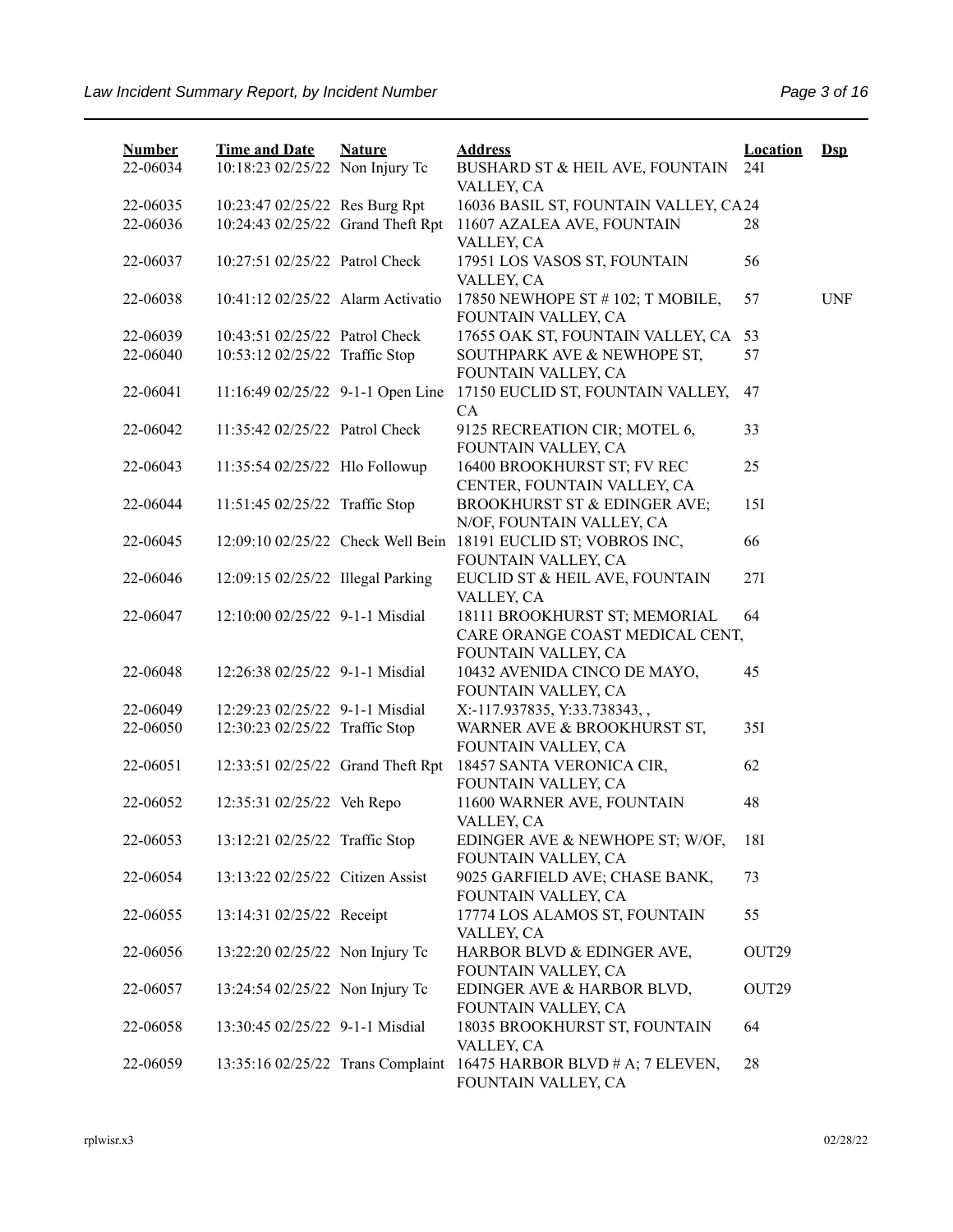| Number | Time and Date | Nature | Address | Location | Dsp |
|---|---|---|---|---|---|
| 22-06034 | 10:18:23 02/25/22 | Non Injury Tc | BUSHARD ST & HEIL AVE, FOUNTAIN VALLEY, CA | 24I | |
| 22-06035 | 10:23:47 02/25/22 | Res Burg Rpt | 16036 BASIL ST, FOUNTAIN VALLEY, CA | 24 | |
| 22-06036 | 10:24:43 02/25/22 | Grand Theft Rpt | 11607 AZALEA AVE, FOUNTAIN VALLEY, CA | 28 | |
| 22-06037 | 10:27:51 02/25/22 | Patrol Check | 17951 LOS VASOS ST, FOUNTAIN VALLEY, CA | 56 | |
| 22-06038 | 10:41:12 02/25/22 | Alarm Activatio | 17850 NEWHOPE ST # 102; T MOBILE, FOUNTAIN VALLEY, CA | 57 | UNF |
| 22-06039 | 10:43:51 02/25/22 | Patrol Check | 17655 OAK ST, FOUNTAIN VALLEY, CA | 53 | |
| 22-06040 | 10:53:12 02/25/22 | Traffic Stop | SOUTHPARK AVE & NEWHOPE ST, FOUNTAIN VALLEY, CA | 57 | |
| 22-06041 | 11:16:49 02/25/22 | 9-1-1 Open Line | 17150 EUCLID ST, FOUNTAIN VALLEY, CA | 47 | |
| 22-06042 | 11:35:42 02/25/22 | Patrol Check | 9125 RECREATION CIR; MOTEL 6, FOUNTAIN VALLEY, CA | 33 | |
| 22-06043 | 11:35:54 02/25/22 | Hlo Followup | 16400 BROOKHURST ST; FV REC CENTER, FOUNTAIN VALLEY, CA | 25 | |
| 22-06044 | 11:51:45 02/25/22 | Traffic Stop | BROOKHURST ST & EDINGER AVE; N/OF, FOUNTAIN VALLEY, CA | 15I | |
| 22-06045 | 12:09:10 02/25/22 | Check Well Bein | 18191 EUCLID ST; VOBROS INC, FOUNTAIN VALLEY, CA | 66 | |
| 22-06046 | 12:09:15 02/25/22 | Illegal Parking | EUCLID ST & HEIL AVE, FOUNTAIN VALLEY, CA | 27I | |
| 22-06047 | 12:10:00 02/25/22 | 9-1-1 Misdial | 18111 BROOKHURST ST; MEMORIAL CARE ORANGE COAST MEDICAL CENT, FOUNTAIN VALLEY, CA | 64 | |
| 22-06048 | 12:26:38 02/25/22 | 9-1-1 Misdial | 10432 AVENIDA CINCO DE MAYO, FOUNTAIN VALLEY, CA | 45 | |
| 22-06049 | 12:29:23 02/25/22 | 9-1-1 Misdial | X:-117.937835, Y:33.738343, , | | |
| 22-06050 | 12:30:23 02/25/22 | Traffic Stop | WARNER AVE & BROOKHURST ST, FOUNTAIN VALLEY, CA | 35I | |
| 22-06051 | 12:33:51 02/25/22 | Grand Theft Rpt | 18457 SANTA VERONICA CIR, FOUNTAIN VALLEY, CA | 62 | |
| 22-06052 | 12:35:31 02/25/22 | Veh Repo | 11600 WARNER AVE, FOUNTAIN VALLEY, CA | 48 | |
| 22-06053 | 13:12:21 02/25/22 | Traffic Stop | EDINGER AVE & NEWHOPE ST; W/OF, FOUNTAIN VALLEY, CA | 18I | |
| 22-06054 | 13:13:22 02/25/22 | Citizen Assist | 9025 GARFIELD AVE; CHASE BANK, FOUNTAIN VALLEY, CA | 73 | |
| 22-06055 | 13:14:31 02/25/22 | Receipt | 17774 LOS ALAMOS ST, FOUNTAIN VALLEY, CA | 55 | |
| 22-06056 | 13:22:20 02/25/22 | Non Injury Tc | HARBOR BLVD & EDINGER AVE, FOUNTAIN VALLEY, CA | OUT29 | |
| 22-06057 | 13:24:54 02/25/22 | Non Injury Tc | EDINGER AVE & HARBOR BLVD, FOUNTAIN VALLEY, CA | OUT29 | |
| 22-06058 | 13:30:45 02/25/22 | 9-1-1 Misdial | 18035 BROOKHURST ST, FOUNTAIN VALLEY, CA | 64 | |
| 22-06059 | 13:35:16 02/25/22 | Trans Complaint | 16475 HARBOR BLVD # A; 7 ELEVEN, FOUNTAIN VALLEY, CA | 28 | |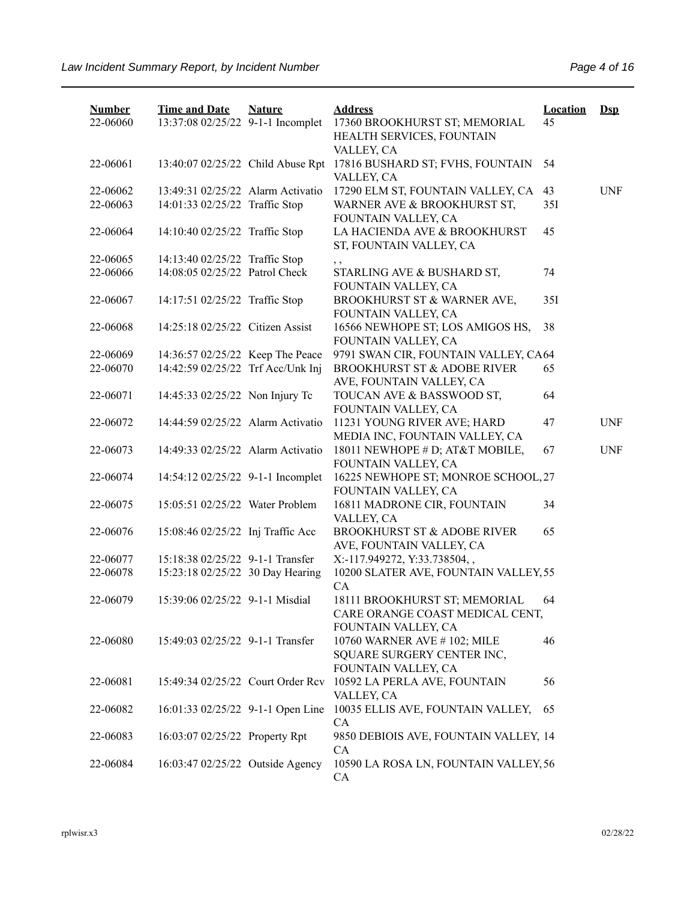| Number | Time and Date | Nature | Address | Location | Dsp |
|---|---|---|---|---|---|
| 22-06060 | 13:37:08 02/25/22 | 9-1-1 Incomplet | 17360 BROOKHURST ST; MEMORIAL HEALTH SERVICES, FOUNTAIN VALLEY, CA | 45 | |
| 22-06061 | 13:40:07 02/25/22 | Child Abuse Rpt | 17816 BUSHARD ST; FVHS, FOUNTAIN VALLEY, CA | 54 | |
| 22-06062 | 13:49:31 02/25/22 | Alarm Activatio | 17290 ELM ST, FOUNTAIN VALLEY, CA | 43 | UNF |
| 22-06063 | 14:01:33 02/25/22 | Traffic Stop | WARNER AVE & BROOKHURST ST, FOUNTAIN VALLEY, CA | 35I | |
| 22-06064 | 14:10:40 02/25/22 | Traffic Stop | LA HACIENDA AVE & BROOKHURST ST, FOUNTAIN VALLEY, CA | 45 | |
| 22-06065 | 14:13:40 02/25/22 | Traffic Stop | , , | | |
| 22-06066 | 14:08:05 02/25/22 | Patrol Check | STARLING AVE & BUSHARD ST, FOUNTAIN VALLEY, CA | 74 | |
| 22-06067 | 14:17:51 02/25/22 | Traffic Stop | BROOKHURST ST & WARNER AVE, FOUNTAIN VALLEY, CA | 35I | |
| 22-06068 | 14:25:18 02/25/22 | Citizen Assist | 16566 NEWHOPE ST; LOS AMIGOS HS, FOUNTAIN VALLEY, CA | 38 | |
| 22-06069 | 14:36:57 02/25/22 | Keep The Peace | 9791 SWAN CIR, FOUNTAIN VALLEY, CA | 64 | |
| 22-06070 | 14:42:59 02/25/22 | Trf Acc/Unk Inj | BROOKHURST ST & ADOBE RIVER AVE, FOUNTAIN VALLEY, CA | 65 | |
| 22-06071 | 14:45:33 02/25/22 | Non Injury Tc | TOUCAN AVE & BASSWOOD ST, FOUNTAIN VALLEY, CA | 64 | |
| 22-06072 | 14:44:59 02/25/22 | Alarm Activatio | 11231 YOUNG RIVER AVE; HARD MEDIA INC, FOUNTAIN VALLEY, CA | 47 | UNF |
| 22-06073 | 14:49:33 02/25/22 | Alarm Activatio | 18011 NEWHOPE # D; AT&T MOBILE, FOUNTAIN VALLEY, CA | 67 | UNF |
| 22-06074 | 14:54:12 02/25/22 | 9-1-1 Incomplet | 16225 NEWHOPE ST; MONROE SCHOOL, FOUNTAIN VALLEY, CA | 27 | |
| 22-06075 | 15:05:51 02/25/22 | Water Problem | 16811 MADRONE CIR, FOUNTAIN VALLEY, CA | 34 | |
| 22-06076 | 15:08:46 02/25/22 | Inj Traffic Acc | BROOKHURST ST & ADOBE RIVER AVE, FOUNTAIN VALLEY, CA | 65 | |
| 22-06077 | 15:18:38 02/25/22 | 9-1-1 Transfer | X:-117.949272, Y:33.738504, , | | |
| 22-06078 | 15:23:18 02/25/22 | 30 Day Hearing | 10200 SLATER AVE, FOUNTAIN VALLEY, CA | 55 | |
| 22-06079 | 15:39:06 02/25/22 | 9-1-1 Misdial | 18111 BROOKHURST ST; MEMORIAL CARE ORANGE COAST MEDICAL CENT, FOUNTAIN VALLEY, CA | 64 | |
| 22-06080 | 15:49:03 02/25/22 | 9-1-1 Transfer | 10760 WARNER AVE # 102; MILE SQUARE SURGERY CENTER INC, FOUNTAIN VALLEY, CA | 46 | |
| 22-06081 | 15:49:34 02/25/22 | Court Order Rcv | 10592 LA PERLA AVE, FOUNTAIN VALLEY, CA | 56 | |
| 22-06082 | 16:01:33 02/25/22 | 9-1-1 Open Line | 10035 ELLIS AVE, FOUNTAIN VALLEY, CA | 65 | |
| 22-06083 | 16:03:07 02/25/22 | Property Rpt | 9850 DEBIOIS AVE, FOUNTAIN VALLEY, CA | 14 | |
| 22-06084 | 16:03:47 02/25/22 | Outside Agency | 10590 LA ROSA LN, FOUNTAIN VALLEY, CA | 56 | |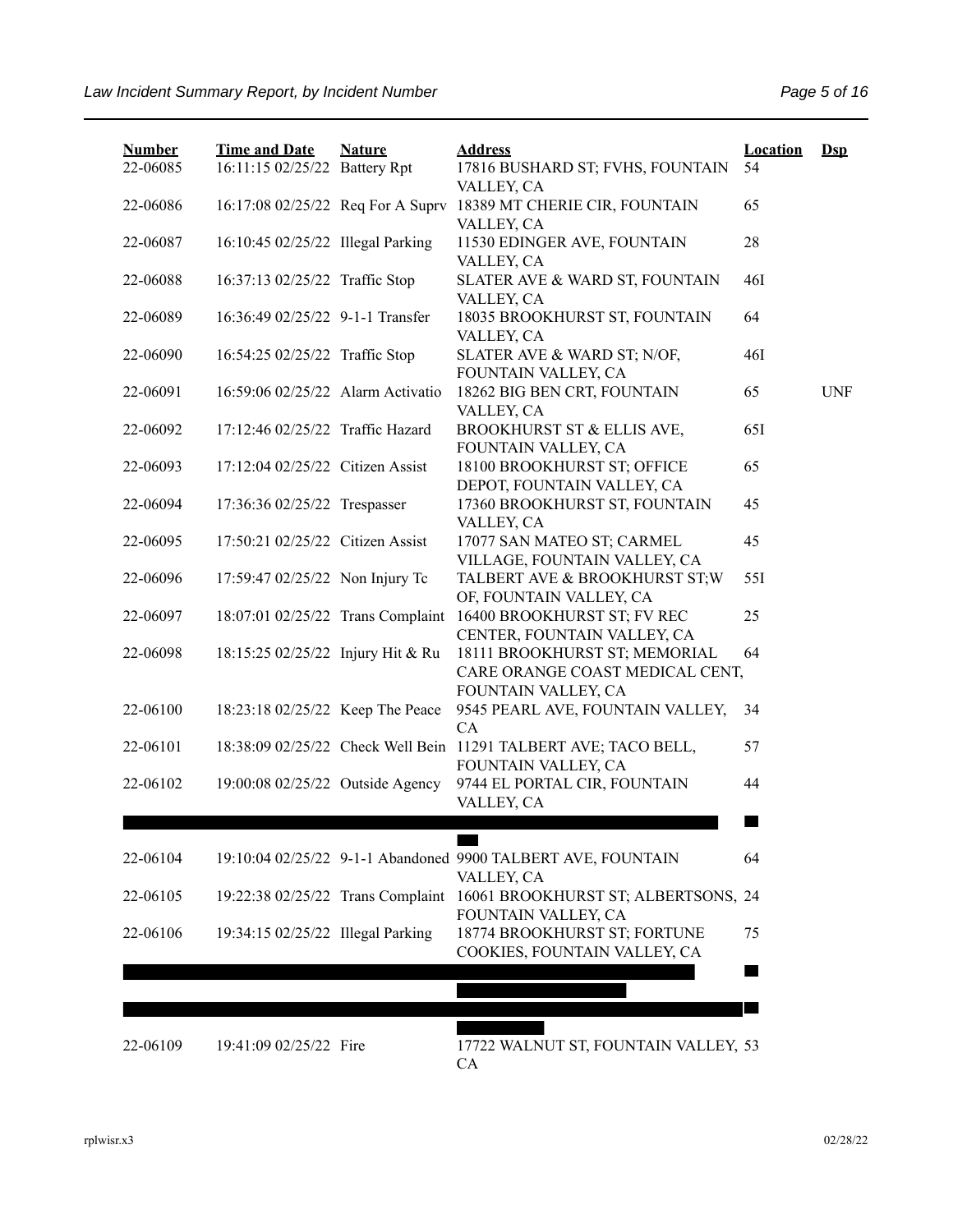| Number | Time and Date | Nature | Address | Location | Dsp |
|---|---|---|---|---|---|
| 22-06085 | 16:11:15 02/25/22 | Battery Rpt | 17816 BUSHARD ST; FVHS, FOUNTAIN VALLEY, CA | 54 | |
| 22-06086 | 16:17:08 02/25/22 | Req For A Suprv | 18389 MT CHERIE CIR, FOUNTAIN VALLEY, CA | 65 | |
| 22-06087 | 16:10:45 02/25/22 | Illegal Parking | 11530 EDINGER AVE, FOUNTAIN VALLEY, CA | 28 | |
| 22-06088 | 16:37:13 02/25/22 | Traffic Stop | SLATER AVE & WARD ST, FOUNTAIN VALLEY, CA | 46I | |
| 22-06089 | 16:36:49 02/25/22 | 9-1-1 Transfer | 18035 BROOKHURST ST, FOUNTAIN VALLEY, CA | 64 | |
| 22-06090 | 16:54:25 02/25/22 | Traffic Stop | SLATER AVE & WARD ST; N/OF, FOUNTAIN VALLEY, CA | 46I | |
| 22-06091 | 16:59:06 02/25/22 | Alarm Activatio | 18262 BIG BEN CRT, FOUNTAIN VALLEY, CA | 65 | UNF |
| 22-06092 | 17:12:46 02/25/22 | Traffic Hazard | BROOKHURST ST & ELLIS AVE, FOUNTAIN VALLEY, CA | 65I | |
| 22-06093 | 17:12:04 02/25/22 | Citizen Assist | 18100 BROOKHURST ST; OFFICE DEPOT, FOUNTAIN VALLEY, CA | 65 | |
| 22-06094 | 17:36:36 02/25/22 | Trespasser | 17360 BROOKHURST ST, FOUNTAIN VALLEY, CA | 45 | |
| 22-06095 | 17:50:21 02/25/22 | Citizen Assist | 17077 SAN MATEO ST; CARMEL VILLAGE, FOUNTAIN VALLEY, CA | 45 | |
| 22-06096 | 17:59:47 02/25/22 | Non Injury Tc | TALBERT AVE & BROOKHURST ST;W OF, FOUNTAIN VALLEY, CA | 55I | |
| 22-06097 | 18:07:01 02/25/22 | Trans Complaint | 16400 BROOKHURST ST; FV REC CENTER, FOUNTAIN VALLEY, CA | 25 | |
| 22-06098 | 18:15:25 02/25/22 | Injury Hit & Ru | 18111 BROOKHURST ST; MEMORIAL CARE ORANGE COAST MEDICAL CENT, FOUNTAIN VALLEY, CA | 64 | |
| 22-06100 | 18:23:18 02/25/22 | Keep The Peace | 9545 PEARL AVE, FOUNTAIN VALLEY, CA | 34 | |
| 22-06101 | 18:38:09 02/25/22 | Check Well Bein | 11291 TALBERT AVE; TACO BELL, FOUNTAIN VALLEY, CA | 57 | |
| 22-06102 | 19:00:08 02/25/22 | Outside Agency | 9744 EL PORTAL CIR, FOUNTAIN VALLEY, CA | 44 | |
| 22-06104 | 19:10:04 02/25/22 | 9-1-1 Abandoned | 9900 TALBERT AVE, FOUNTAIN VALLEY, CA | 64 | |
| 22-06105 | 19:22:38 02/25/22 | Trans Complaint | 16061 BROOKHURST ST; ALBERTSONS, FOUNTAIN VALLEY, CA | 24 | |
| 22-06106 | 19:34:15 02/25/22 | Illegal Parking | 18774 BROOKHURST ST; FORTUNE COOKIES, FOUNTAIN VALLEY, CA | 75 | |
| 22-06109 | 19:41:09 02/25/22 | Fire | 17722 WALNUT ST, FOUNTAIN VALLEY, CA | 53 | |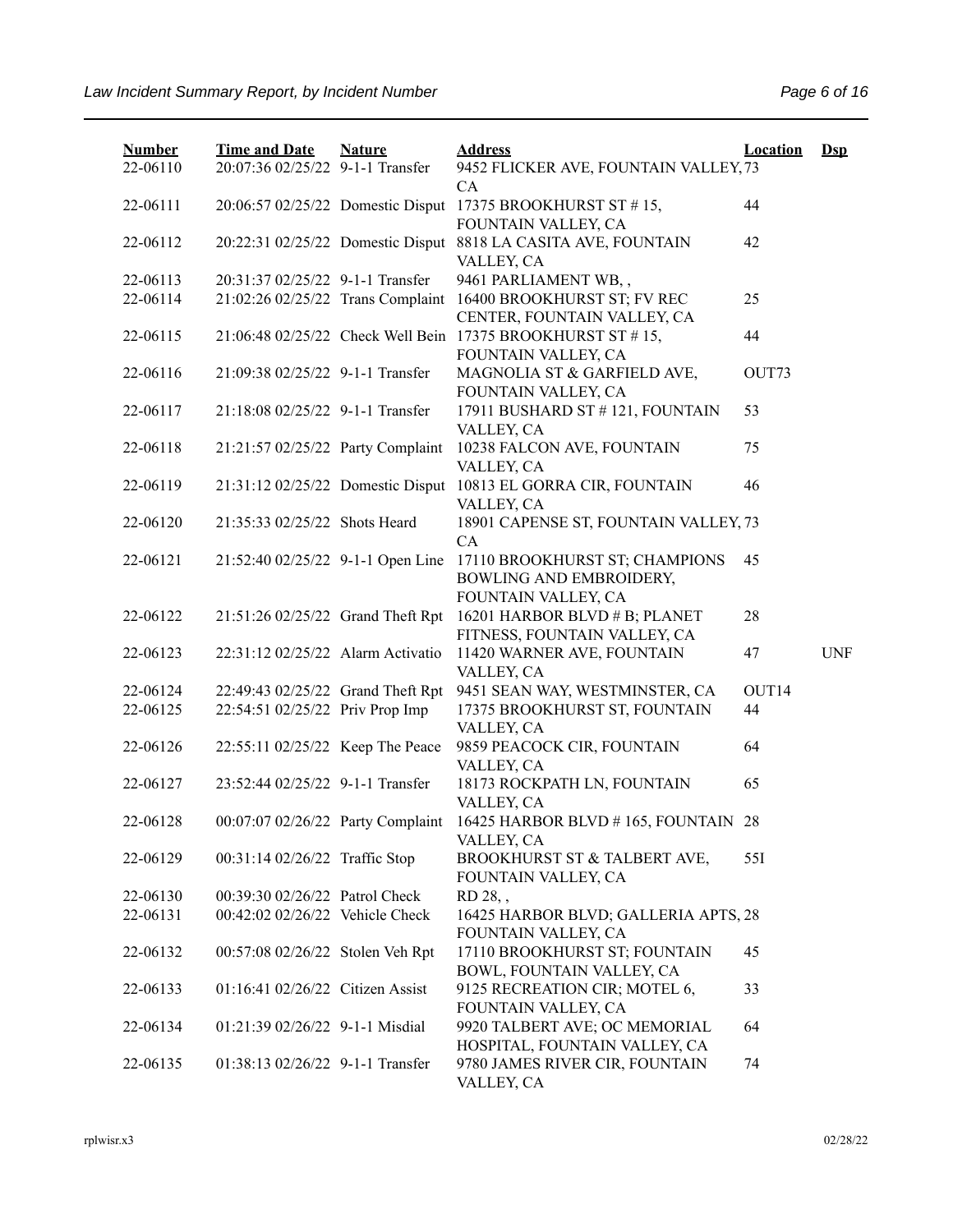| Number | Time and Date | Nature | Address | Location | Dsp |
|---|---|---|---|---|---|
| 22-06110 | 20:07:36 02/25/22 | 9-1-1 Transfer | 9452 FLICKER AVE, FOUNTAIN VALLEY, CA | 73 | |
| 22-06111 | 20:06:57 02/25/22 | Domestic Disput | 17375 BROOKHURST ST # 15, FOUNTAIN VALLEY, CA | 44 | |
| 22-06112 | 20:22:31 02/25/22 | Domestic Disput | 8818 LA CASITA AVE, FOUNTAIN VALLEY, CA | 42 | |
| 22-06113 | 20:31:37 02/25/22 | 9-1-1 Transfer | 9461 PARLIAMENT WB, , | | |
| 22-06114 | 21:02:26 02/25/22 | Trans Complaint | 16400 BROOKHURST ST; FV REC CENTER, FOUNTAIN VALLEY, CA | 25 | |
| 22-06115 | 21:06:48 02/25/22 | Check Well Bein | 17375 BROOKHURST ST # 15, FOUNTAIN VALLEY, CA | 44 | |
| 22-06116 | 21:09:38 02/25/22 | 9-1-1 Transfer | MAGNOLIA ST & GARFIELD AVE, FOUNTAIN VALLEY, CA | OUT73 | |
| 22-06117 | 21:18:08 02/25/22 | 9-1-1 Transfer | 17911 BUSHARD ST # 121, FOUNTAIN VALLEY, CA | 53 | |
| 22-06118 | 21:21:57 02/25/22 | Party Complaint | 10238 FALCON AVE, FOUNTAIN VALLEY, CA | 75 | |
| 22-06119 | 21:31:12 02/25/22 | Domestic Disput | 10813 EL GORRA CIR, FOUNTAIN VALLEY, CA | 46 | |
| 22-06120 | 21:35:33 02/25/22 | Shots Heard | 18901 CAPENSE ST, FOUNTAIN VALLEY, CA | 73 | |
| 22-06121 | 21:52:40 02/25/22 | 9-1-1 Open Line | 17110 BROOKHURST ST; CHAMPIONS BOWLING AND EMBROIDERY, FOUNTAIN VALLEY, CA | 45 | |
| 22-06122 | 21:51:26 02/25/22 | Grand Theft Rpt | 16201 HARBOR BLVD # B; PLANET FITNESS, FOUNTAIN VALLEY, CA | 28 | |
| 22-06123 | 22:31:12 02/25/22 | Alarm Activatio | 11420 WARNER AVE, FOUNTAIN VALLEY, CA | 47 | UNF |
| 22-06124 | 22:49:43 02/25/22 | Grand Theft Rpt | 9451 SEAN WAY, WESTMINSTER, CA | OUT14 | |
| 22-06125 | 22:54:51 02/25/22 | Priv Prop Imp | 17375 BROOKHURST ST, FOUNTAIN VALLEY, CA | 44 | |
| 22-06126 | 22:55:11 02/25/22 | Keep The Peace | 9859 PEACOCK CIR, FOUNTAIN VALLEY, CA | 64 | |
| 22-06127 | 23:52:44 02/25/22 | 9-1-1 Transfer | 18173 ROCKPATH LN, FOUNTAIN VALLEY, CA | 65 | |
| 22-06128 | 00:07:07 02/26/22 | Party Complaint | 16425 HARBOR BLVD # 165, FOUNTAIN VALLEY, CA | 28 | |
| 22-06129 | 00:31:14 02/26/22 | Traffic Stop | BROOKHURST ST & TALBERT AVE, FOUNTAIN VALLEY, CA | 55I | |
| 22-06130 | 00:39:30 02/26/22 | Patrol Check | RD 28, , | | |
| 22-06131 | 00:42:02 02/26/22 | Vehicle Check | 16425 HARBOR BLVD; GALLERIA APTS, FOUNTAIN VALLEY, CA | 28 | |
| 22-06132 | 00:57:08 02/26/22 | Stolen Veh Rpt | 17110 BROOKHURST ST; FOUNTAIN BOWL, FOUNTAIN VALLEY, CA | 45 | |
| 22-06133 | 01:16:41 02/26/22 | Citizen Assist | 9125 RECREATION CIR; MOTEL 6, FOUNTAIN VALLEY, CA | 33 | |
| 22-06134 | 01:21:39 02/26/22 | 9-1-1 Misdial | 9920 TALBERT AVE; OC MEMORIAL HOSPITAL, FOUNTAIN VALLEY, CA | 64 | |
| 22-06135 | 01:38:13 02/26/22 | 9-1-1 Transfer | 9780 JAMES RIVER CIR, FOUNTAIN VALLEY, CA | 74 | |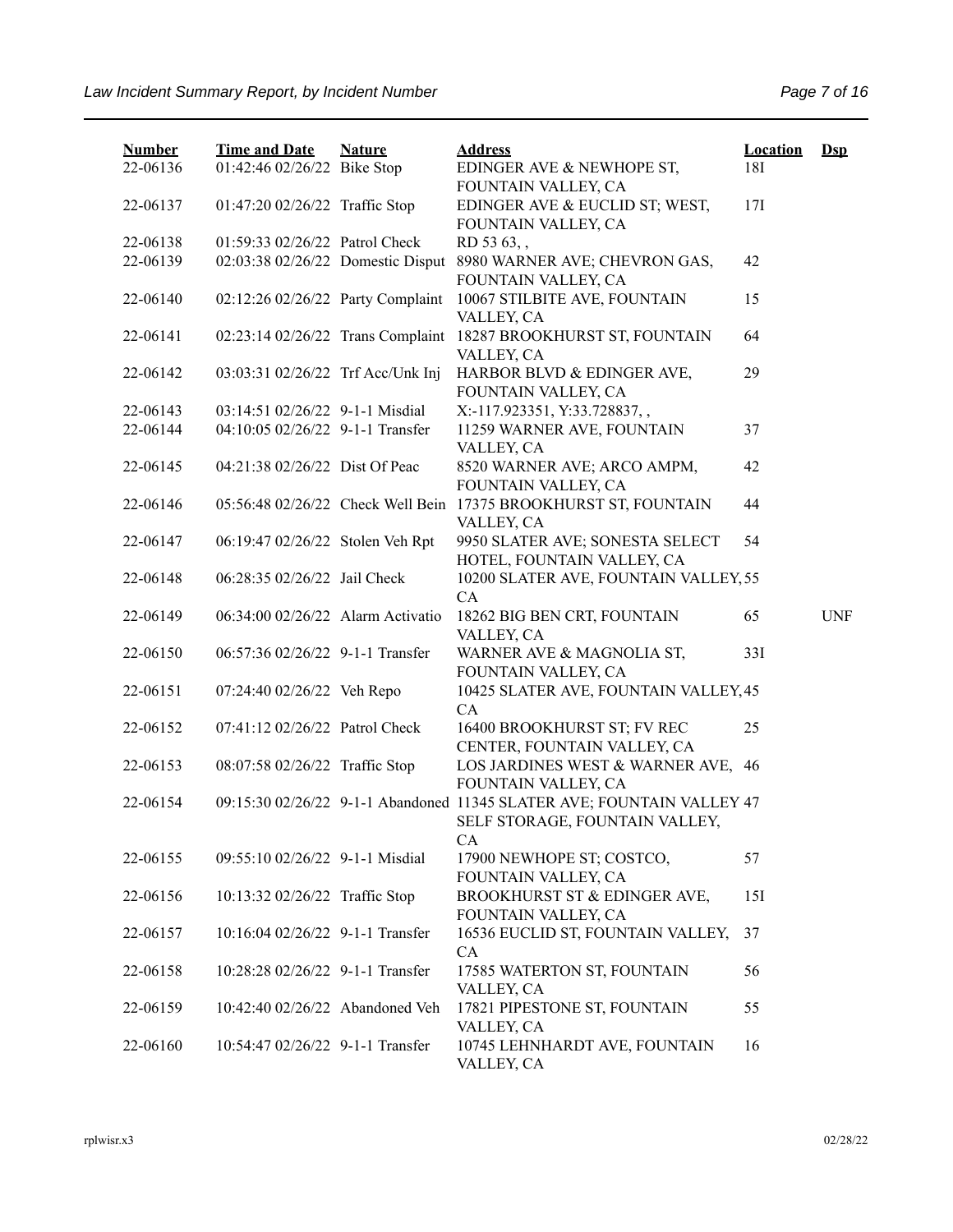| Number | Time and Date | Nature | Address | Location | Dsp |
|---|---|---|---|---|---|
| 22-06136 | 01:42:46 02/26/22 | Bike Stop | EDINGER AVE & NEWHOPE ST, FOUNTAIN VALLEY, CA | 18I | |
| 22-06137 | 01:47:20 02/26/22 | Traffic Stop | EDINGER AVE & EUCLID ST; WEST, FOUNTAIN VALLEY, CA | 17I | |
| 22-06138 | 01:59:33 02/26/22 | Patrol Check | RD 53 63, , | | |
| 22-06139 | 02:03:38 02/26/22 | Domestic Disput | 8980 WARNER AVE; CHEVRON GAS, FOUNTAIN VALLEY, CA | 42 | |
| 22-06140 | 02:12:26 02/26/22 | Party Complaint | 10067 STILBITE AVE, FOUNTAIN VALLEY, CA | 15 | |
| 22-06141 | 02:23:14 02/26/22 | Trans Complaint | 18287 BROOKHURST ST, FOUNTAIN VALLEY, CA | 64 | |
| 22-06142 | 03:03:31 02/26/22 | Trf Acc/Unk Inj | HARBOR BLVD & EDINGER AVE, FOUNTAIN VALLEY, CA | 29 | |
| 22-06143 | 03:14:51 02/26/22 | 9-1-1 Misdial | X:-117.923351, Y:33.728837, , | | |
| 22-06144 | 04:10:05 02/26/22 | 9-1-1 Transfer | 11259 WARNER AVE, FOUNTAIN VALLEY, CA | 37 | |
| 22-06145 | 04:21:38 02/26/22 | Dist Of Peac | 8520 WARNER AVE; ARCO AMPM, FOUNTAIN VALLEY, CA | 42 | |
| 22-06146 | 05:56:48 02/26/22 | Check Well Bein | 17375 BROOKHURST ST, FOUNTAIN VALLEY, CA | 44 | |
| 22-06147 | 06:19:47 02/26/22 | Stolen Veh Rpt | 9950 SLATER AVE; SONESTA SELECT HOTEL, FOUNTAIN VALLEY, CA | 54 | |
| 22-06148 | 06:28:35 02/26/22 | Jail Check | 10200 SLATER AVE, FOUNTAIN VALLEY, CA | 55 | |
| 22-06149 | 06:34:00 02/26/22 | Alarm Activatio | 18262 BIG BEN CRT, FOUNTAIN VALLEY, CA | 65 | UNF |
| 22-06150 | 06:57:36 02/26/22 | 9-1-1 Transfer | WARNER AVE & MAGNOLIA ST, FOUNTAIN VALLEY, CA | 33I | |
| 22-06151 | 07:24:40 02/26/22 | Veh Repo | 10425 SLATER AVE, FOUNTAIN VALLEY, CA | 45 | |
| 22-06152 | 07:41:12 02/26/22 | Patrol Check | 16400 BROOKHURST ST; FV REC CENTER, FOUNTAIN VALLEY, CA | 25 | |
| 22-06153 | 08:07:58 02/26/22 | Traffic Stop | LOS JARDINES WEST & WARNER AVE, FOUNTAIN VALLEY, CA | 46 | |
| 22-06154 | 09:15:30 02/26/22 | 9-1-1 Abandoned | 11345 SLATER AVE; FOUNTAIN VALLEY SELF STORAGE, FOUNTAIN VALLEY, CA | 47 | |
| 22-06155 | 09:55:10 02/26/22 | 9-1-1 Misdial | 17900 NEWHOPE ST; COSTCO, FOUNTAIN VALLEY, CA | 57 | |
| 22-06156 | 10:13:32 02/26/22 | Traffic Stop | BROOKHURST ST & EDINGER AVE, FOUNTAIN VALLEY, CA | 15I | |
| 22-06157 | 10:16:04 02/26/22 | 9-1-1 Transfer | 16536 EUCLID ST, FOUNTAIN VALLEY, CA | 37 | |
| 22-06158 | 10:28:28 02/26/22 | 9-1-1 Transfer | 17585 WATERTON ST, FOUNTAIN VALLEY, CA | 56 | |
| 22-06159 | 10:42:40 02/26/22 | Abandoned Veh | 17821 PIPESTONE ST, FOUNTAIN VALLEY, CA | 55 | |
| 22-06160 | 10:54:47 02/26/22 | 9-1-1 Transfer | 10745 LEHNHARDT AVE, FOUNTAIN VALLEY, CA | 16 | |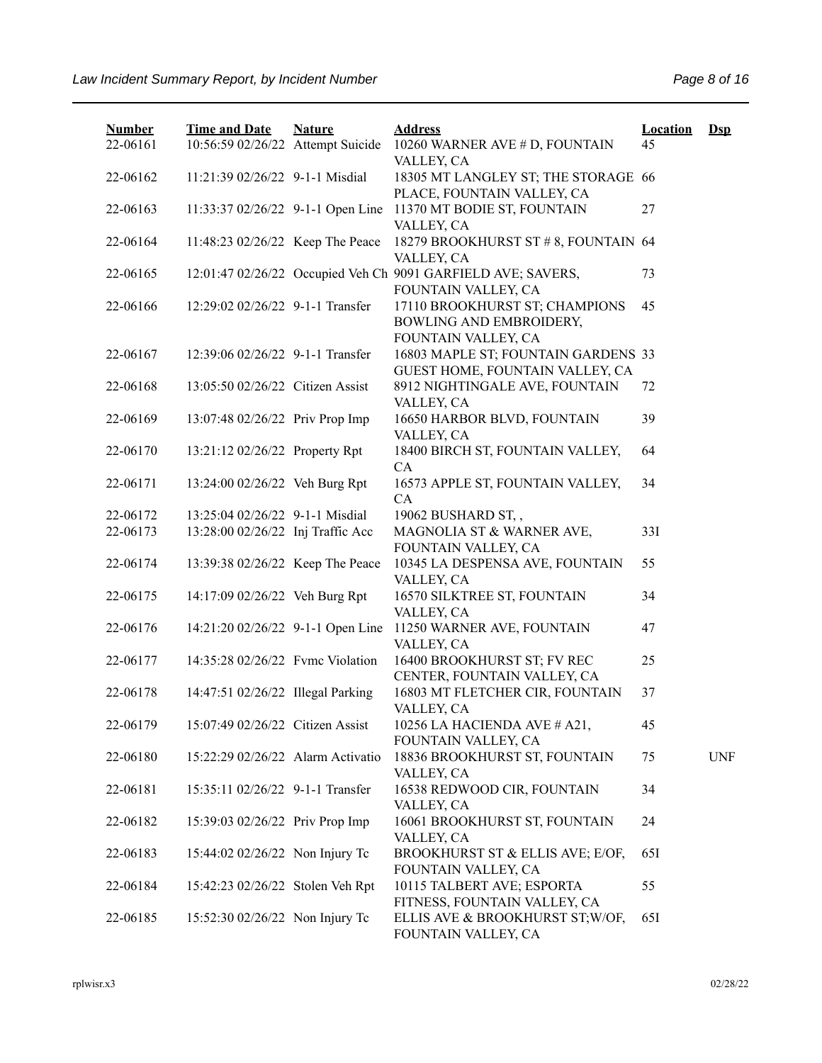| Number | Time and Date | Nature | Address | Location | Dsp |
|---|---|---|---|---|---|
| 22-06161 | 10:56:59 02/26/22 | Attempt Suicide | 10260 WARNER AVE # D, FOUNTAIN VALLEY, CA | 45 | |
| 22-06162 | 11:21:39 02/26/22 | 9-1-1 Misdial | 18305 MT LANGLEY ST; THE STORAGE PLACE, FOUNTAIN VALLEY, CA | 66 | |
| 22-06163 | 11:33:37 02/26/22 | 9-1-1 Open Line | 11370 MT BODIE ST, FOUNTAIN VALLEY, CA | 27 | |
| 22-06164 | 11:48:23 02/26/22 | Keep The Peace | 18279 BROOKHURST ST # 8, FOUNTAIN VALLEY, CA | 64 | |
| 22-06165 | 12:01:47 02/26/22 | Occupied Veh Ch | 9091 GARFIELD AVE; SAVERS, FOUNTAIN VALLEY, CA | 73 | |
| 22-06166 | 12:29:02 02/26/22 | 9-1-1 Transfer | 17110 BROOKHURST ST; CHAMPIONS BOWLING AND EMBROIDERY, FOUNTAIN VALLEY, CA | 45 | |
| 22-06167 | 12:39:06 02/26/22 | 9-1-1 Transfer | 16803 MAPLE ST; FOUNTAIN GARDENS GUEST HOME, FOUNTAIN VALLEY, CA | 33 | |
| 22-06168 | 13:05:50 02/26/22 | Citizen Assist | 8912 NIGHTINGALE AVE, FOUNTAIN VALLEY, CA | 72 | |
| 22-06169 | 13:07:48 02/26/22 | Priv Prop Imp | 16650 HARBOR BLVD, FOUNTAIN VALLEY, CA | 39 | |
| 22-06170 | 13:21:12 02/26/22 | Property Rpt | 18400 BIRCH ST, FOUNTAIN VALLEY, CA | 64 | |
| 22-06171 | 13:24:00 02/26/22 | Veh Burg Rpt | 16573 APPLE ST, FOUNTAIN VALLEY, CA | 34 | |
| 22-06172 | 13:25:04 02/26/22 | 9-1-1 Misdial | 19062 BUSHARD ST, , | | |
| 22-06173 | 13:28:00 02/26/22 | Inj Traffic Acc | MAGNOLIA ST & WARNER AVE, FOUNTAIN VALLEY, CA | 33I | |
| 22-06174 | 13:39:38 02/26/22 | Keep The Peace | 10345 LA DESPENSA AVE, FOUNTAIN VALLEY, CA | 55 | |
| 22-06175 | 14:17:09 02/26/22 | Veh Burg Rpt | 16570 SILKTREE ST, FOUNTAIN VALLEY, CA | 34 | |
| 22-06176 | 14:21:20 02/26/22 | 9-1-1 Open Line | 11250 WARNER AVE, FOUNTAIN VALLEY, CA | 47 | |
| 22-06177 | 14:35:28 02/26/22 | Fvmc Violation | 16400 BROOKHURST ST; FV REC CENTER, FOUNTAIN VALLEY, CA | 25 | |
| 22-06178 | 14:47:51 02/26/22 | Illegal Parking | 16803 MT FLETCHER CIR, FOUNTAIN VALLEY, CA | 37 | |
| 22-06179 | 15:07:49 02/26/22 | Citizen Assist | 10256 LA HACIENDA AVE # A21, FOUNTAIN VALLEY, CA | 45 | |
| 22-06180 | 15:22:29 02/26/22 | Alarm Activatio | 18836 BROOKHURST ST, FOUNTAIN VALLEY, CA | 75 | UNF |
| 22-06181 | 15:35:11 02/26/22 | 9-1-1 Transfer | 16538 REDWOOD CIR, FOUNTAIN VALLEY, CA | 34 | |
| 22-06182 | 15:39:03 02/26/22 | Priv Prop Imp | 16061 BROOKHURST ST, FOUNTAIN VALLEY, CA | 24 | |
| 22-06183 | 15:44:02 02/26/22 | Non Injury Tc | BROOKHURST ST & ELLIS AVE; E/OF, FOUNTAIN VALLEY, CA | 65I | |
| 22-06184 | 15:42:23 02/26/22 | Stolen Veh Rpt | 10115 TALBERT AVE; ESPORTA FITNESS, FOUNTAIN VALLEY, CA | 55 | |
| 22-06185 | 15:52:30 02/26/22 | Non Injury Tc | ELLIS AVE & BROOKHURST ST;W/OF, FOUNTAIN VALLEY, CA | 65I | |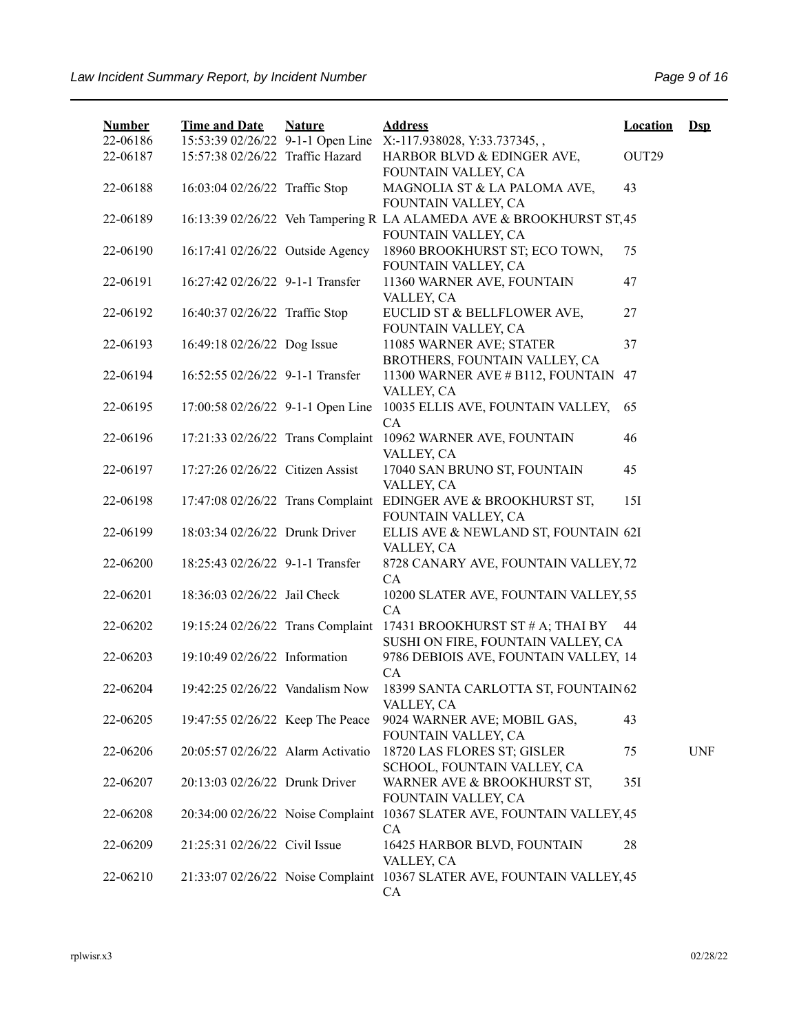| Number | Time and Date | Nature | Address | Location | Dsp |
|---|---|---|---|---|---|
| 22-06186 | 15:53:39 02/26/22 | 9-1-1 Open Line | X:-117.938028, Y:33.737345, , | | |
| 22-06187 | 15:57:38 02/26/22 | Traffic Hazard | HARBOR BLVD & EDINGER AVE, FOUNTAIN VALLEY, CA | OUT29 | |
| 22-06188 | 16:03:04 02/26/22 | Traffic Stop | MAGNOLIA ST & LA PALOMA AVE, FOUNTAIN VALLEY, CA | 43 | |
| 22-06189 | 16:13:39 02/26/22 | Veh Tampering R | LA ALAMEDA AVE & BROOKHURST ST, FOUNTAIN VALLEY, CA | 45 | |
| 22-06190 | 16:17:41 02/26/22 | Outside Agency | 18960 BROOKHURST ST; ECO TOWN, FOUNTAIN VALLEY, CA | 75 | |
| 22-06191 | 16:27:42 02/26/22 | 9-1-1 Transfer | 11360 WARNER AVE, FOUNTAIN VALLEY, CA | 47 | |
| 22-06192 | 16:40:37 02/26/22 | Traffic Stop | EUCLID ST & BELLFLOWER AVE, FOUNTAIN VALLEY, CA | 27 | |
| 22-06193 | 16:49:18 02/26/22 | Dog Issue | 11085 WARNER AVE; STATER BROTHERS, FOUNTAIN VALLEY, CA | 37 | |
| 22-06194 | 16:52:55 02/26/22 | 9-1-1 Transfer | 11300 WARNER AVE # B112, FOUNTAIN VALLEY, CA | 47 | |
| 22-06195 | 17:00:58 02/26/22 | 9-1-1 Open Line | 10035 ELLIS AVE, FOUNTAIN VALLEY, CA | 65 | |
| 22-06196 | 17:21:33 02/26/22 | Trans Complaint | 10962 WARNER AVE, FOUNTAIN VALLEY, CA | 46 | |
| 22-06197 | 17:27:26 02/26/22 | Citizen Assist | 17040 SAN BRUNO ST, FOUNTAIN VALLEY, CA | 45 | |
| 22-06198 | 17:47:08 02/26/22 | Trans Complaint | EDINGER AVE & BROOKHURST ST, FOUNTAIN VALLEY, CA | 15I | |
| 22-06199 | 18:03:34 02/26/22 | Drunk Driver | ELLIS AVE & NEWLAND ST, FOUNTAIN VALLEY, CA | 62I | |
| 22-06200 | 18:25:43 02/26/22 | 9-1-1 Transfer | 8728 CANARY AVE, FOUNTAIN VALLEY, CA | 72 | |
| 22-06201 | 18:36:03 02/26/22 | Jail Check | 10200 SLATER AVE, FOUNTAIN VALLEY, CA | 55 | |
| 22-06202 | 19:15:24 02/26/22 | Trans Complaint | 17431 BROOKHURST ST # A; THAI BY SUSHI ON FIRE, FOUNTAIN VALLEY, CA | 44 | |
| 22-06203 | 19:10:49 02/26/22 | Information | 9786 DEBIOIS AVE, FOUNTAIN VALLEY, CA | 14 | |
| 22-06204 | 19:42:25 02/26/22 | Vandalism Now | 18399 SANTA CARLOTTA ST, FOUNTAIN VALLEY, CA | 62 | |
| 22-06205 | 19:47:55 02/26/22 | Keep The Peace | 9024 WARNER AVE; MOBIL GAS, FOUNTAIN VALLEY, CA | 43 | |
| 22-06206 | 20:05:57 02/26/22 | Alarm Activatio | 18720 LAS FLORES ST; GISLER SCHOOL, FOUNTAIN VALLEY, CA | 75 | UNF |
| 22-06207 | 20:13:03 02/26/22 | Drunk Driver | WARNER AVE & BROOKHURST ST, FOUNTAIN VALLEY, CA | 35I | |
| 22-06208 | 20:34:00 02/26/22 | Noise Complaint | 10367 SLATER AVE, FOUNTAIN VALLEY, CA | 45 | |
| 22-06209 | 21:25:31 02/26/22 | Civil Issue | 16425 HARBOR BLVD, FOUNTAIN VALLEY, CA | 28 | |
| 22-06210 | 21:33:07 02/26/22 | Noise Complaint | 10367 SLATER AVE, FOUNTAIN VALLEY, CA | 45 | |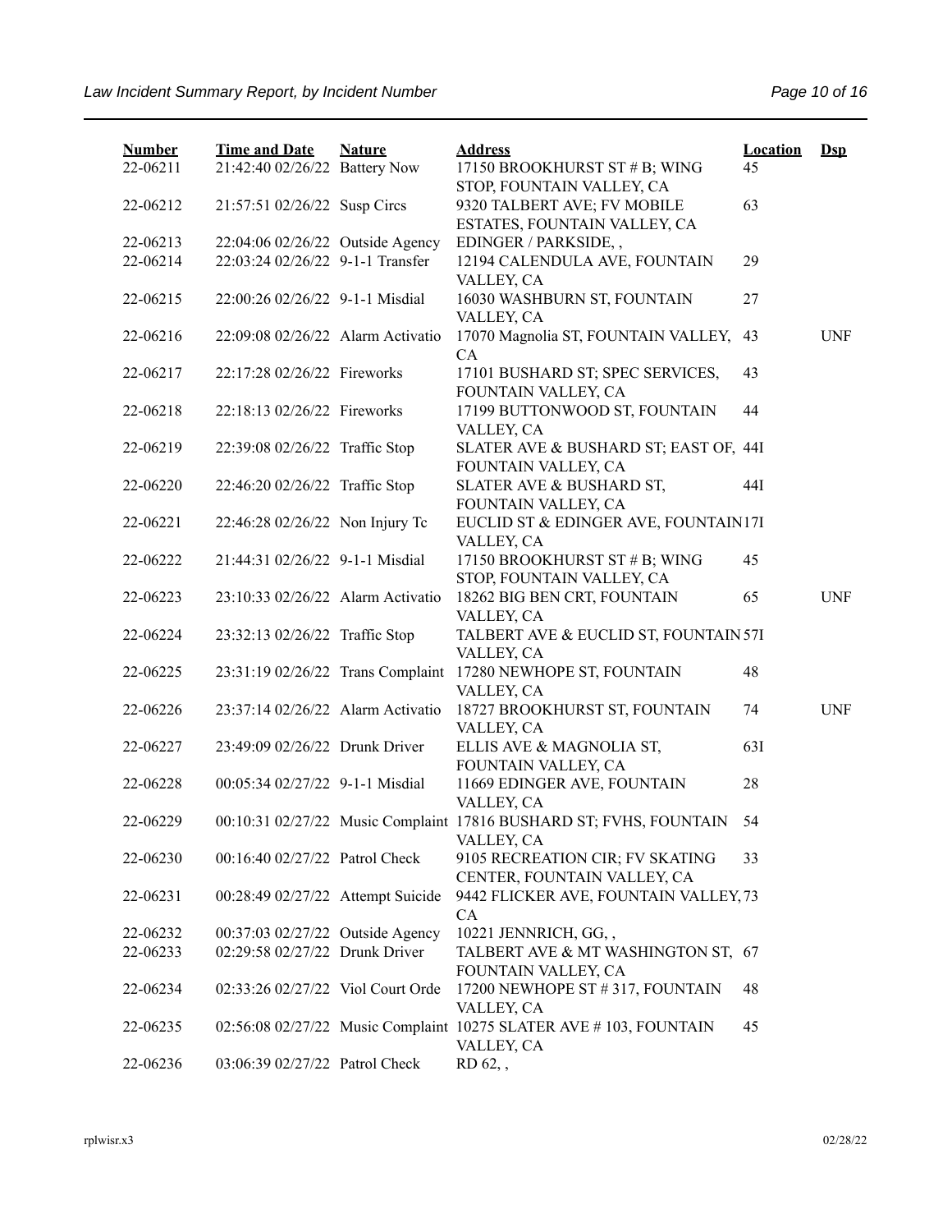| Number | Time and Date | Nature | Address | Location | Dsp |
|---|---|---|---|---|---|
| 22-06211 | 21:42:40 02/26/22 | Battery Now | 17150 BROOKHURST ST # B; WING STOP, FOUNTAIN VALLEY, CA | 45 | |
| 22-06212 | 21:57:51 02/26/22 | Susp Circs | 9320 TALBERT AVE; FV MOBILE ESTATES, FOUNTAIN VALLEY, CA | 63 | |
| 22-06213 | 22:04:06 02/26/22 | Outside Agency | EDINGER / PARKSIDE, , | | |
| 22-06214 | 22:03:24 02/26/22 | 9-1-1 Transfer | 12194 CALENDULA AVE, FOUNTAIN VALLEY, CA | 29 | |
| 22-06215 | 22:00:26 02/26/22 | 9-1-1 Misdial | 16030 WASHBURN ST, FOUNTAIN VALLEY, CA | 27 | |
| 22-06216 | 22:09:08 02/26/22 | Alarm Activatio | 17070 Magnolia ST, FOUNTAIN VALLEY, CA | 43 | UNF |
| 22-06217 | 22:17:28 02/26/22 | Fireworks | 17101 BUSHARD ST; SPEC SERVICES, FOUNTAIN VALLEY, CA | 43 | |
| 22-06218 | 22:18:13 02/26/22 | Fireworks | 17199 BUTTONWOOD ST, FOUNTAIN VALLEY, CA | 44 | |
| 22-06219 | 22:39:08 02/26/22 | Traffic Stop | SLATER AVE & BUSHARD ST; EAST OF, FOUNTAIN VALLEY, CA | 44I | |
| 22-06220 | 22:46:20 02/26/22 | Traffic Stop | SLATER AVE & BUSHARD ST, FOUNTAIN VALLEY, CA | 44I | |
| 22-06221 | 22:46:28 02/26/22 | Non Injury Tc | EUCLID ST & EDINGER AVE, FOUNTAIN VALLEY, CA | 17I | |
| 22-06222 | 21:44:31 02/26/22 | 9-1-1 Misdial | 17150 BROOKHURST ST # B; WING STOP, FOUNTAIN VALLEY, CA | 45 | |
| 22-06223 | 23:10:33 02/26/22 | Alarm Activatio | 18262 BIG BEN CRT, FOUNTAIN VALLEY, CA | 65 | UNF |
| 22-06224 | 23:32:13 02/26/22 | Traffic Stop | TALBERT AVE & EUCLID ST, FOUNTAIN VALLEY, CA | 57I | |
| 22-06225 | 23:31:19 02/26/22 | Trans Complaint | 17280 NEWHOPE ST, FOUNTAIN VALLEY, CA | 48 | |
| 22-06226 | 23:37:14 02/26/22 | Alarm Activatio | 18727 BROOKHURST ST, FOUNTAIN VALLEY, CA | 74 | UNF |
| 22-06227 | 23:49:09 02/26/22 | Drunk Driver | ELLIS AVE & MAGNOLIA ST, FOUNTAIN VALLEY, CA | 63I | |
| 22-06228 | 00:05:34 02/27/22 | 9-1-1 Misdial | 11669 EDINGER AVE, FOUNTAIN VALLEY, CA | 28 | |
| 22-06229 | 00:10:31 02/27/22 | Music Complaint | 17816 BUSHARD ST; FVHS, FOUNTAIN VALLEY, CA | 54 | |
| 22-06230 | 00:16:40 02/27/22 | Patrol Check | 9105 RECREATION CIR; FV SKATING CENTER, FOUNTAIN VALLEY, CA | 33 | |
| 22-06231 | 00:28:49 02/27/22 | Attempt Suicide | 9442 FLICKER AVE, FOUNTAIN VALLEY, CA | 73 | |
| 22-06232 | 00:37:03 02/27/22 | Outside Agency | 10221 JENNRICH, GG, , | | |
| 22-06233 | 02:29:58 02/27/22 | Drunk Driver | TALBERT AVE & MT WASHINGTON ST, FOUNTAIN VALLEY, CA | 67 | |
| 22-06234 | 02:33:26 02/27/22 | Viol Court Orde | 17200 NEWHOPE ST # 317, FOUNTAIN VALLEY, CA | 48 | |
| 22-06235 | 02:56:08 02/27/22 | Music Complaint | 10275 SLATER AVE # 103, FOUNTAIN VALLEY, CA | 45 | |
| 22-06236 | 03:06:39 02/27/22 | Patrol Check | RD 62, , | | |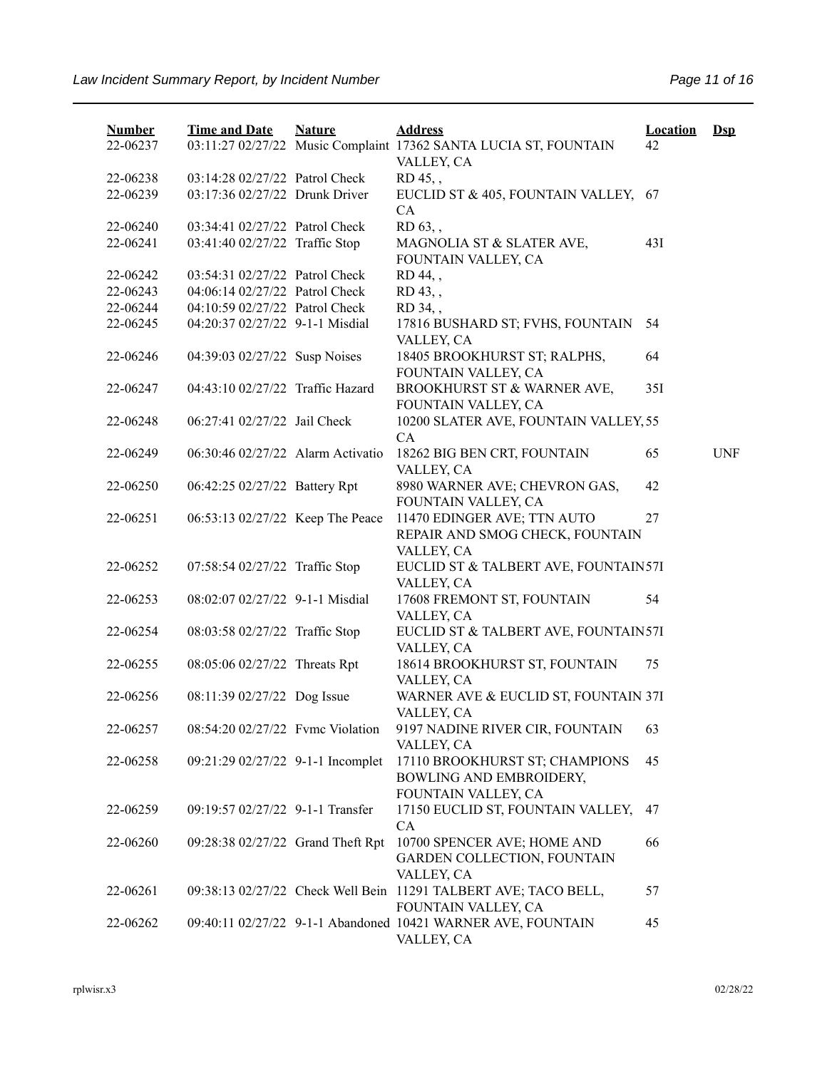| Number | Time and Date | Nature | Address | Location | Dsp |
|---|---|---|---|---|---|
| 22-06237 | 03:11:27 02/27/22 | Music Complaint | 17362 SANTA LUCIA ST, FOUNTAIN VALLEY, CA | 42 | |
| 22-06238 | 03:14:28 02/27/22 | Patrol Check | RD 45, , | | |
| 22-06239 | 03:17:36 02/27/22 | Drunk Driver | EUCLID ST & 405, FOUNTAIN VALLEY, CA | 67 | |
| 22-06240 | 03:34:41 02/27/22 | Patrol Check | RD 63, , | | |
| 22-06241 | 03:41:40 02/27/22 | Traffic Stop | MAGNOLIA ST & SLATER AVE, FOUNTAIN VALLEY, CA | 43I | |
| 22-06242 | 03:54:31 02/27/22 | Patrol Check | RD 44, , | | |
| 22-06243 | 04:06:14 02/27/22 | Patrol Check | RD 43, , | | |
| 22-06244 | 04:10:59 02/27/22 | Patrol Check | RD 34, , | | |
| 22-06245 | 04:20:37 02/27/22 | 9-1-1 Misdial | 17816 BUSHARD ST; FVHS, FOUNTAIN VALLEY, CA | 54 | |
| 22-06246 | 04:39:03 02/27/22 | Susp Noises | 18405 BROOKHURST ST; RALPHS, FOUNTAIN VALLEY, CA | 64 | |
| 22-06247 | 04:43:10 02/27/22 | Traffic Hazard | BROOKHURST ST & WARNER AVE, FOUNTAIN VALLEY, CA | 35I | |
| 22-06248 | 06:27:41 02/27/22 | Jail Check | 10200 SLATER AVE, FOUNTAIN VALLEY, CA | 55 | |
| 22-06249 | 06:30:46 02/27/22 | Alarm Activatio | 18262 BIG BEN CRT, FOUNTAIN VALLEY, CA | 65 | UNF |
| 22-06250 | 06:42:25 02/27/22 | Battery Rpt | 8980 WARNER AVE; CHEVRON GAS, FOUNTAIN VALLEY, CA | 42 | |
| 22-06251 | 06:53:13 02/27/22 | Keep The Peace | 11470 EDINGER AVE; TTN AUTO REPAIR AND SMOG CHECK, FOUNTAIN VALLEY, CA | 27 | |
| 22-06252 | 07:58:54 02/27/22 | Traffic Stop | EUCLID ST & TALBERT AVE, FOUNTAIN VALLEY, CA | 57I | |
| 22-06253 | 08:02:07 02/27/22 | 9-1-1 Misdial | 17608 FREMONT ST, FOUNTAIN VALLEY, CA | 54 | |
| 22-06254 | 08:03:58 02/27/22 | Traffic Stop | EUCLID ST & TALBERT AVE, FOUNTAIN VALLEY, CA | 57I | |
| 22-06255 | 08:05:06 02/27/22 | Threats Rpt | 18614 BROOKHURST ST, FOUNTAIN VALLEY, CA | 75 | |
| 22-06256 | 08:11:39 02/27/22 | Dog Issue | WARNER AVE & EUCLID ST, FOUNTAIN VALLEY, CA | 37I | |
| 22-06257 | 08:54:20 02/27/22 | Fvmc Violation | 9197 NADINE RIVER CIR, FOUNTAIN VALLEY, CA | 63 | |
| 22-06258 | 09:21:29 02/27/22 | 9-1-1 Incomplet | 17110 BROOKHURST ST; CHAMPIONS BOWLING AND EMBROIDERY, FOUNTAIN VALLEY, CA | 45 | |
| 22-06259 | 09:19:57 02/27/22 | 9-1-1 Transfer | 17150 EUCLID ST, FOUNTAIN VALLEY, CA | 47 | |
| 22-06260 | 09:28:38 02/27/22 | Grand Theft Rpt | 10700 SPENCER AVE; HOME AND GARDEN COLLECTION, FOUNTAIN VALLEY, CA | 66 | |
| 22-06261 | 09:38:13 02/27/22 | Check Well Bein | 11291 TALBERT AVE; TACO BELL, FOUNTAIN VALLEY, CA | 57 | |
| 22-06262 | 09:40:11 02/27/22 | 9-1-1 Abandoned | 10421 WARNER AVE, FOUNTAIN VALLEY, CA | 45 | |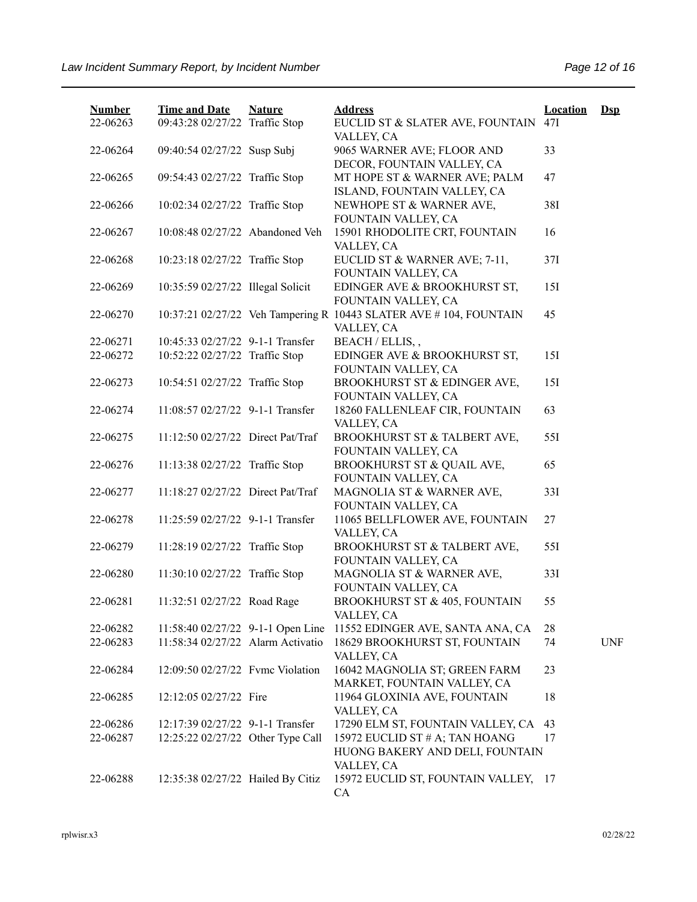| Number | Time and Date | Nature | Address | Location | Dsp |
|---|---|---|---|---|---|
| 22-06263 | 09:43:28 02/27/22 | Traffic Stop | EUCLID ST & SLATER AVE, FOUNTAIN VALLEY, CA | 47I | |
| 22-06264 | 09:40:54 02/27/22 | Susp Subj | 9065 WARNER AVE; FLOOR AND DECOR, FOUNTAIN VALLEY, CA | 33 | |
| 22-06265 | 09:54:43 02/27/22 | Traffic Stop | MT HOPE ST & WARNER AVE; PALM ISLAND, FOUNTAIN VALLEY, CA | 47 | |
| 22-06266 | 10:02:34 02/27/22 | Traffic Stop | NEWHOPE ST & WARNER AVE, FOUNTAIN VALLEY, CA | 38I | |
| 22-06267 | 10:08:48 02/27/22 | Abandoned Veh | 15901 RHODOLITE CRT, FOUNTAIN VALLEY, CA | 16 | |
| 22-06268 | 10:23:18 02/27/22 | Traffic Stop | EUCLID ST & WARNER AVE; 7-11, FOUNTAIN VALLEY, CA | 37I | |
| 22-06269 | 10:35:59 02/27/22 | Illegal Solicit | EDINGER AVE & BROOKHURST ST, FOUNTAIN VALLEY, CA | 15I | |
| 22-06270 | 10:37:21 02/27/22 | Veh Tampering R | 10443 SLATER AVE # 104, FOUNTAIN VALLEY, CA | 45 | |
| 22-06271 | 10:45:33 02/27/22 | 9-1-1 Transfer | BEACH / ELLIS, , | | |
| 22-06272 | 10:52:22 02/27/22 | Traffic Stop | EDINGER AVE & BROOKHURST ST, FOUNTAIN VALLEY, CA | 15I | |
| 22-06273 | 10:54:51 02/27/22 | Traffic Stop | BROOKHURST ST & EDINGER AVE, FOUNTAIN VALLEY, CA | 15I | |
| 22-06274 | 11:08:57 02/27/22 | 9-1-1 Transfer | 18260 FALLENLEAF CIR, FOUNTAIN VALLEY, CA | 63 | |
| 22-06275 | 11:12:50 02/27/22 | Direct Pat/Traf | BROOKHURST ST & TALBERT AVE, FOUNTAIN VALLEY, CA | 55I | |
| 22-06276 | 11:13:38 02/27/22 | Traffic Stop | BROOKHURST ST & QUAIL AVE, FOUNTAIN VALLEY, CA | 65 | |
| 22-06277 | 11:18:27 02/27/22 | Direct Pat/Traf | MAGNOLIA ST & WARNER AVE, FOUNTAIN VALLEY, CA | 33I | |
| 22-06278 | 11:25:59 02/27/22 | 9-1-1 Transfer | 11065 BELLFLOWER AVE, FOUNTAIN VALLEY, CA | 27 | |
| 22-06279 | 11:28:19 02/27/22 | Traffic Stop | BROOKHURST ST & TALBERT AVE, FOUNTAIN VALLEY, CA | 55I | |
| 22-06280 | 11:30:10 02/27/22 | Traffic Stop | MAGNOLIA ST & WARNER AVE, FOUNTAIN VALLEY, CA | 33I | |
| 22-06281 | 11:32:51 02/27/22 | Road Rage | BROOKHURST ST & 405, FOUNTAIN VALLEY, CA | 55 | |
| 22-06282 | 11:58:40 02/27/22 | 9-1-1 Open Line | 11552 EDINGER AVE, SANTA ANA, CA | 28 | |
| 22-06283 | 11:58:34 02/27/22 | Alarm Activatio | 18629 BROOKHURST ST, FOUNTAIN VALLEY, CA | 74 | UNF |
| 22-06284 | 12:09:50 02/27/22 | Fvmc Violation | 16042 MAGNOLIA ST; GREEN FARM MARKET, FOUNTAIN VALLEY, CA | 23 | |
| 22-06285 | 12:12:05 02/27/22 | Fire | 11964 GLOXINIA AVE, FOUNTAIN VALLEY, CA | 18 | |
| 22-06286 | 12:17:39 02/27/22 | 9-1-1 Transfer | 17290 ELM ST, FOUNTAIN VALLEY, CA | 43 | |
| 22-06287 | 12:25:22 02/27/22 | Other Type Call | 15972 EUCLID ST # A; TAN HOANG HUONG BAKERY AND DELI, FOUNTAIN VALLEY, CA | 17 | |
| 22-06288 | 12:35:38 02/27/22 | Hailed By Citiz | 15972 EUCLID ST, FOUNTAIN VALLEY, CA | 17 | |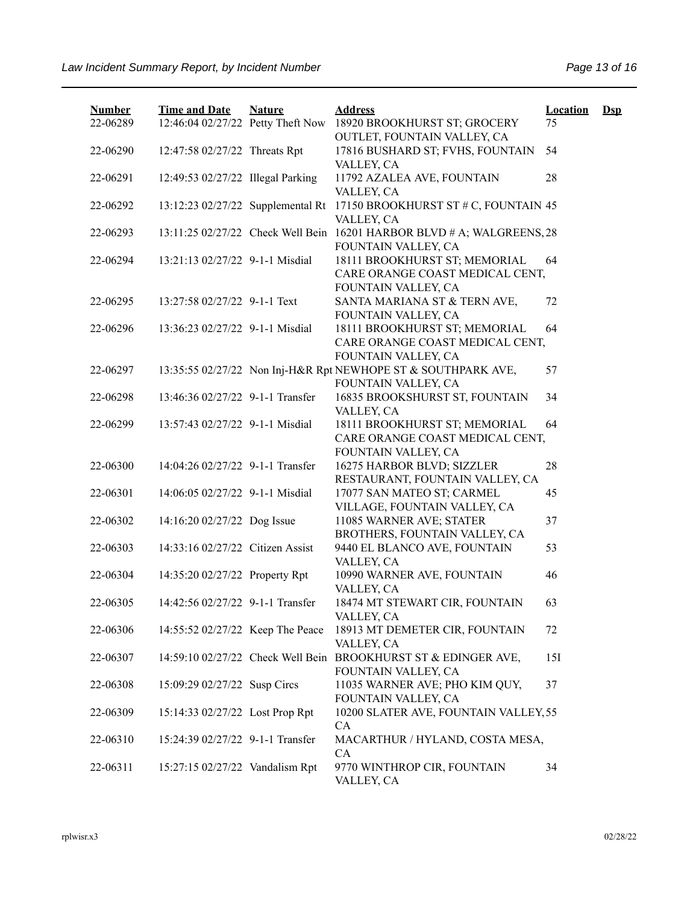| Number | Time and Date | Nature | Address | Location | Dsp |
|---|---|---|---|---|---|
| 22-06289 | 12:46:04 02/27/22 | Petty Theft Now | 18920 BROOKHURST ST; GROCERY OUTLET, FOUNTAIN VALLEY, CA | 75 | |
| 22-06290 | 12:47:58 02/27/22 | Threats Rpt | 17816 BUSHARD ST; FVHS, FOUNTAIN VALLEY, CA | 54 | |
| 22-06291 | 12:49:53 02/27/22 | Illegal Parking | 11792 AZALEA AVE, FOUNTAIN VALLEY, CA | 28 | |
| 22-06292 | 13:12:23 02/27/22 | Supplemental Rt | 17150 BROOKHURST ST # C, FOUNTAIN VALLEY, CA | 45 | |
| 22-06293 | 13:11:25 02/27/22 | Check Well Bein | 16201 HARBOR BLVD # A; WALGREENS, FOUNTAIN VALLEY, CA | 28 | |
| 22-06294 | 13:21:13 02/27/22 | 9-1-1 Misdial | 18111 BROOKHURST ST; MEMORIAL CARE ORANGE COAST MEDICAL CENT, FOUNTAIN VALLEY, CA | 64 | |
| 22-06295 | 13:27:58 02/27/22 | 9-1-1 Text | SANTA MARIANA ST & TERN AVE, FOUNTAIN VALLEY, CA | 72 | |
| 22-06296 | 13:36:23 02/27/22 | 9-1-1 Misdial | 18111 BROOKHURST ST; MEMORIAL CARE ORANGE COAST MEDICAL CENT, FOUNTAIN VALLEY, CA | 64 | |
| 22-06297 | 13:35:55 02/27/22 | Non Inj-H&R Rpt | NEWHOPE ST & SOUTHPARK AVE, FOUNTAIN VALLEY, CA | 57 | |
| 22-06298 | 13:46:36 02/27/22 | 9-1-1 Transfer | 16835 BROOKSHURST ST, FOUNTAIN VALLEY, CA | 34 | |
| 22-06299 | 13:57:43 02/27/22 | 9-1-1 Misdial | 18111 BROOKHURST ST; MEMORIAL CARE ORANGE COAST MEDICAL CENT, FOUNTAIN VALLEY, CA | 64 | |
| 22-06300 | 14:04:26 02/27/22 | 9-1-1 Transfer | 16275 HARBOR BLVD; SIZZLER RESTAURANT, FOUNTAIN VALLEY, CA | 28 | |
| 22-06301 | 14:06:05 02/27/22 | 9-1-1 Misdial | 17077 SAN MATEO ST; CARMEL VILLAGE, FOUNTAIN VALLEY, CA | 45 | |
| 22-06302 | 14:16:20 02/27/22 | Dog Issue | 11085 WARNER AVE; STATER BROTHERS, FOUNTAIN VALLEY, CA | 37 | |
| 22-06303 | 14:33:16 02/27/22 | Citizen Assist | 9440 EL BLANCO AVE, FOUNTAIN VALLEY, CA | 53 | |
| 22-06304 | 14:35:20 02/27/22 | Property Rpt | 10990 WARNER AVE, FOUNTAIN VALLEY, CA | 46 | |
| 22-06305 | 14:42:56 02/27/22 | 9-1-1 Transfer | 18474 MT STEWART CIR, FOUNTAIN VALLEY, CA | 63 | |
| 22-06306 | 14:55:52 02/27/22 | Keep The Peace | 18913 MT DEMETER CIR, FOUNTAIN VALLEY, CA | 72 | |
| 22-06307 | 14:59:10 02/27/22 | Check Well Bein | BROOKHURST ST & EDINGER AVE, FOUNTAIN VALLEY, CA | 15I | |
| 22-06308 | 15:09:29 02/27/22 | Susp Circs | 11035 WARNER AVE; PHO KIM QUY, FOUNTAIN VALLEY, CA | 37 | |
| 22-06309 | 15:14:33 02/27/22 | Lost Prop Rpt | 10200 SLATER AVE, FOUNTAIN VALLEY, CA | 55 | |
| 22-06310 | 15:24:39 02/27/22 | 9-1-1 Transfer | MACARTHUR / HYLAND, COSTA MESA, CA | | |
| 22-06311 | 15:27:15 02/27/22 | Vandalism Rpt | 9770 WINTHROP CIR, FOUNTAIN VALLEY, CA | 34 | |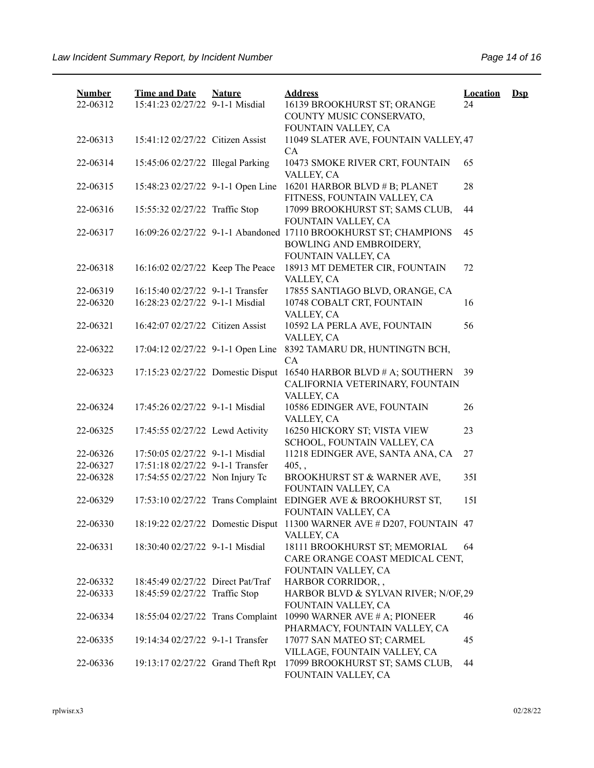| Number | Time and Date | Nature | Address | Location | Dsp |
|---|---|---|---|---|---|
| 22-06312 | 15:41:23 02/27/22 | 9-1-1 Misdial | 16139 BROOKHURST ST; ORANGE COUNTY MUSIC CONSERVATO, FOUNTAIN VALLEY, CA | 24 | |
| 22-06313 | 15:41:12 02/27/22 | Citizen Assist | 11049 SLATER AVE, FOUNTAIN VALLEY, CA | 47 | |
| 22-06314 | 15:45:06 02/27/22 | Illegal Parking | 10473 SMOKE RIVER CRT, FOUNTAIN VALLEY, CA | 65 | |
| 22-06315 | 15:48:23 02/27/22 | 9-1-1 Open Line | 16201 HARBOR BLVD # B; PLANET FITNESS, FOUNTAIN VALLEY, CA | 28 | |
| 22-06316 | 15:55:32 02/27/22 | Traffic Stop | 17099 BROOKHURST ST; SAMS CLUB, FOUNTAIN VALLEY, CA | 44 | |
| 22-06317 | 16:09:26 02/27/22 | 9-1-1 Abandoned | 17110 BROOKHURST ST; CHAMPIONS BOWLING AND EMBROIDERY, FOUNTAIN VALLEY, CA | 45 | |
| 22-06318 | 16:16:02 02/27/22 | Keep The Peace | 18913 MT DEMETER CIR, FOUNTAIN VALLEY, CA | 72 | |
| 22-06319 | 16:15:40 02/27/22 | 9-1-1 Transfer | 17855 SANTIAGO BLVD, ORANGE, CA | | |
| 22-06320 | 16:28:23 02/27/22 | 9-1-1 Misdial | 10748 COBALT CRT, FOUNTAIN VALLEY, CA | 16 | |
| 22-06321 | 16:42:07 02/27/22 | Citizen Assist | 10592 LA PERLA AVE, FOUNTAIN VALLEY, CA | 56 | |
| 22-06322 | 17:04:12 02/27/22 | 9-1-1 Open Line | 8392 TAMARU DR, HUNTINGTN BCH, CA | | |
| 22-06323 | 17:15:23 02/27/22 | Domestic Disput | 16540 HARBOR BLVD # A; SOUTHERN CALIFORNIA VETERINARY, FOUNTAIN VALLEY, CA | 39 | |
| 22-06324 | 17:45:26 02/27/22 | 9-1-1 Misdial | 10586 EDINGER AVE, FOUNTAIN VALLEY, CA | 26 | |
| 22-06325 | 17:45:55 02/27/22 | Lewd Activity | 16250 HICKORY ST; VISTA VIEW SCHOOL, FOUNTAIN VALLEY, CA | 23 | |
| 22-06326 | 17:50:05 02/27/22 | 9-1-1 Misdial | 11218 EDINGER AVE, SANTA ANA, CA | 27 | |
| 22-06327 | 17:51:18 02/27/22 | 9-1-1 Transfer | 405, , | | |
| 22-06328 | 17:54:55 02/27/22 | Non Injury Tc | BROOKHURST ST & WARNER AVE, FOUNTAIN VALLEY, CA | 35I | |
| 22-06329 | 17:53:10 02/27/22 | Trans Complaint | EDINGER AVE & BROOKHURST ST, FOUNTAIN VALLEY, CA | 15I | |
| 22-06330 | 18:19:22 02/27/22 | Domestic Disput | 11300 WARNER AVE # D207, FOUNTAIN VALLEY, CA | 47 | |
| 22-06331 | 18:30:40 02/27/22 | 9-1-1 Misdial | 18111 BROOKHURST ST; MEMORIAL CARE ORANGE COAST MEDICAL CENT, FOUNTAIN VALLEY, CA | 64 | |
| 22-06332 | 18:45:49 02/27/22 | Direct Pat/Traf | HARBOR CORRIDOR, , | | |
| 22-06333 | 18:45:59 02/27/22 | Traffic Stop | HARBOR BLVD & SYLVAN RIVER; N/OF, FOUNTAIN VALLEY, CA | 29 | |
| 22-06334 | 18:55:04 02/27/22 | Trans Complaint | 10990 WARNER AVE # A; PIONEER PHARMACY, FOUNTAIN VALLEY, CA | 46 | |
| 22-06335 | 19:14:34 02/27/22 | 9-1-1 Transfer | 17077 SAN MATEO ST; CARMEL VILLAGE, FOUNTAIN VALLEY, CA | 45 | |
| 22-06336 | 19:13:17 02/27/22 | Grand Theft Rpt | 17099 BROOKHURST ST; SAMS CLUB, FOUNTAIN VALLEY, CA | 44 | |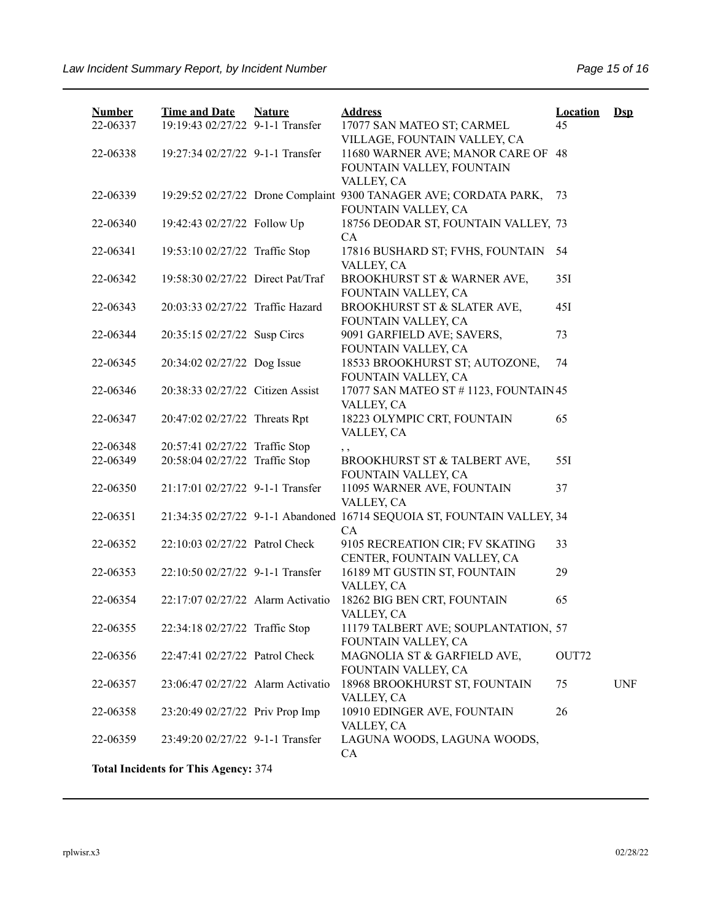| Number | Time and Date | Nature | Address | Location | Dsp |
|---|---|---|---|---|---|
| 22-06337 | 19:19:43 02/27/22 | 9-1-1 Transfer | 17077 SAN MATEO ST; CARMEL VILLAGE, FOUNTAIN VALLEY, CA | 45 | |
| 22-06338 | 19:27:34 02/27/22 | 9-1-1 Transfer | 11680 WARNER AVE; MANOR CARE OF FOUNTAIN VALLEY, FOUNTAIN VALLEY, CA | 48 | |
| 22-06339 | 19:29:52 02/27/22 | Drone Complaint | 9300 TANAGER AVE; CORDATA PARK, FOUNTAIN VALLEY, CA | 73 | |
| 22-06340 | 19:42:43 02/27/22 | Follow Up | 18756 DEODAR ST, FOUNTAIN VALLEY, CA | 73 | |
| 22-06341 | 19:53:10 02/27/22 | Traffic Stop | 17816 BUSHARD ST; FVHS, FOUNTAIN VALLEY, CA | 54 | |
| 22-06342 | 19:58:30 02/27/22 | Direct Pat/Traf | BROOKHURST ST & WARNER AVE, FOUNTAIN VALLEY, CA | 35I | |
| 22-06343 | 20:03:33 02/27/22 | Traffic Hazard | BROOKHURST ST & SLATER AVE, FOUNTAIN VALLEY, CA | 45I | |
| 22-06344 | 20:35:15 02/27/22 | Susp Circs | 9091 GARFIELD AVE; SAVERS, FOUNTAIN VALLEY, CA | 73 | |
| 22-06345 | 20:34:02 02/27/22 | Dog Issue | 18533 BROOKHURST ST; AUTOZONE, FOUNTAIN VALLEY, CA | 74 | |
| 22-06346 | 20:38:33 02/27/22 | Citizen Assist | 17077 SAN MATEO ST # 1123, FOUNTAIN VALLEY, CA | 45 | |
| 22-06347 | 20:47:02 02/27/22 | Threats Rpt | 18223 OLYMPIC CRT, FOUNTAIN VALLEY, CA | 65 | |
| 22-06348 | 20:57:41 02/27/22 | Traffic Stop | , , | | |
| 22-06349 | 20:58:04 02/27/22 | Traffic Stop | BROOKHURST ST & TALBERT AVE, FOUNTAIN VALLEY, CA | 55I | |
| 22-06350 | 21:17:01 02/27/22 | 9-1-1 Transfer | 11095 WARNER AVE, FOUNTAIN VALLEY, CA | 37 | |
| 22-06351 | 21:34:35 02/27/22 | 9-1-1 Abandoned | 16714 SEQUOIA ST, FOUNTAIN VALLEY, CA | 34 | |
| 22-06352 | 22:10:03 02/27/22 | Patrol Check | 9105 RECREATION CIR; FV SKATING CENTER, FOUNTAIN VALLEY, CA | 33 | |
| 22-06353 | 22:10:50 02/27/22 | 9-1-1 Transfer | 16189 MT GUSTIN ST, FOUNTAIN VALLEY, CA | 29 | |
| 22-06354 | 22:17:07 02/27/22 | Alarm Activatio | 18262 BIG BEN CRT, FOUNTAIN VALLEY, CA | 65 | |
| 22-06355 | 22:34:18 02/27/22 | Traffic Stop | 11179 TALBERT AVE; SOUPLANTATION, FOUNTAIN VALLEY, CA | 57 | |
| 22-06356 | 22:47:41 02/27/22 | Patrol Check | MAGNOLIA ST & GARFIELD AVE, FOUNTAIN VALLEY, CA | OUT72 | |
| 22-06357 | 23:06:47 02/27/22 | Alarm Activatio | 18968 BROOKHURST ST, FOUNTAIN VALLEY, CA | 75 | UNF |
| 22-06358 | 23:20:49 02/27/22 | Priv Prop Imp | 10910 EDINGER AVE, FOUNTAIN VALLEY, CA | 26 | |
| 22-06359 | 23:49:20 02/27/22 | 9-1-1 Transfer | LAGUNA WOODS, LAGUNA WOODS, CA | | |

**Total Incidents for This Agency:** 374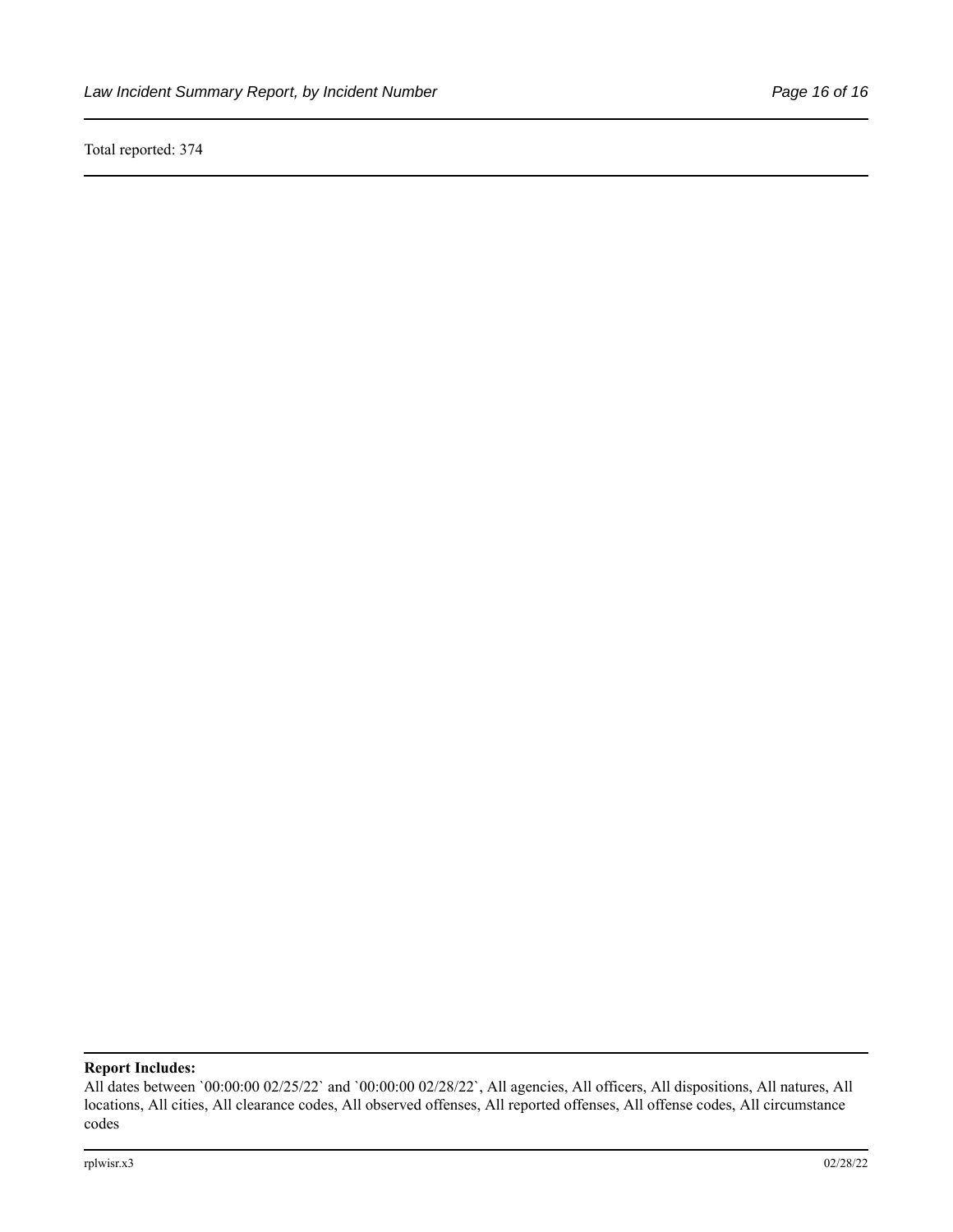Total reported: 374

**Report Includes:**

All dates between `00:00:00 02/25/22` and `00:00:00 02/28/22`, All agencies, All officers, All dispositions, All natures, All locations, All cities, All clearance codes, All observed offenses, All reported offenses, All offense codes, All circumstance codes

rplwisr.x3 02/28/22